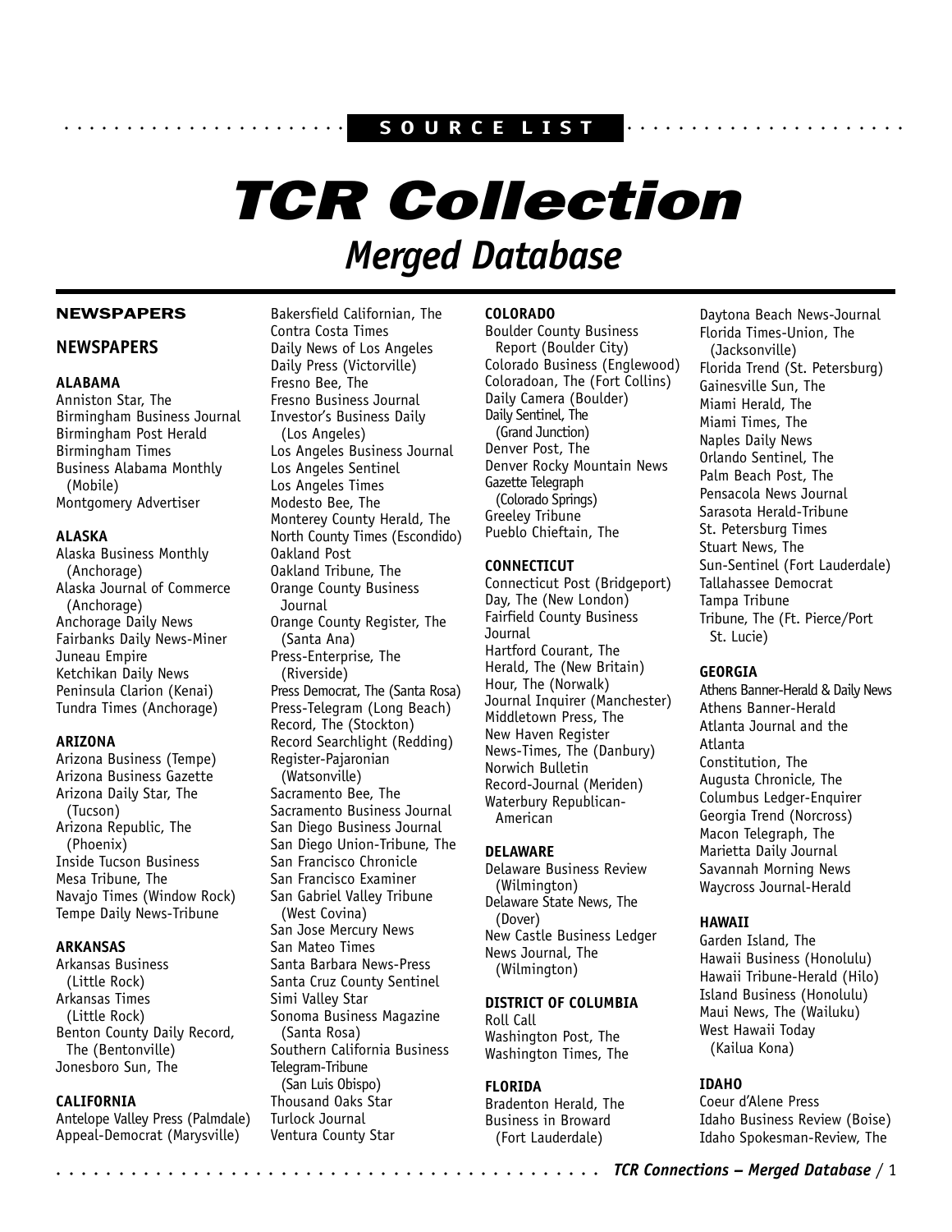SOURCE LIST

# TCR Collection

## Merged Database

**NEWSPAPERS**

## NEWSPAPERS

### ALABAMA

Anniston Star, The
Birmingham Business Journal
Birmingham Post Herald
Birmingham Times
Business Alabama Monthly (Mobile)
Montgomery Advertiser

### ALASKA

Alaska Business Monthly (Anchorage)
Alaska Journal of Commerce (Anchorage)
Anchorage Daily News
Fairbanks Daily News-Miner
Juneau Empire
Ketchikan Daily News
Peninsula Clarion (Kenai)
Tundra Times (Anchorage)

### ARIZONA

Arizona Business (Tempe)
Arizona Business Gazette
Arizona Daily Star, The (Tucson)
Arizona Republic, The (Phoenix)
Inside Tucson Business
Mesa Tribune, The
Navajo Times (Window Rock)
Tempe Daily News-Tribune

### ARKANSAS

Arkansas Business (Little Rock)
Arkansas Times (Little Rock)
Benton County Daily Record, The (Bentonville)
Jonesboro Sun, The

### CALIFORNIA

Antelope Valley Press (Palmdale)
Appeal-Democrat (Marysville)
Bakersfield Californian, The
Contra Costa Times
Daily News of Los Angeles
Daily Press (Victorville)
Fresno Bee, The
Fresno Business Journal
Investor's Business Daily (Los Angeles)
Los Angeles Business Journal
Los Angeles Sentinel
Los Angeles Times
Modesto Bee, The
Monterey County Herald, The
North County Times (Escondido)
Oakland Post
Oakland Tribune, The
Orange County Business Journal
Orange County Register, The (Santa Ana)
Press-Enterprise, The (Riverside)
Press Democrat, The (Santa Rosa)
Press-Telegram (Long Beach)
Record, The (Stockton)
Record Searchlight (Redding)
Register-Pajaronian (Watsonville)
Sacramento Bee, The
Sacramento Business Journal
San Diego Business Journal
San Diego Union-Tribune, The
San Francisco Chronicle
San Francisco Examiner
San Gabriel Valley Tribune (West Covina)
San Jose Mercury News
San Mateo Times
Santa Barbara News-Press
Santa Cruz County Sentinel
Simi Valley Star
Sonoma Business Magazine (Santa Rosa)
Southern California Business
Telegram-Tribune (San Luis Obispo)
Thousand Oaks Star
Turlock Journal
Ventura County Star

### COLORADO

Boulder County Business Report (Boulder City)
Colorado Business (Englewood)
Coloradoan, The (Fort Collins)
Daily Camera (Boulder)
Daily Sentinel, The (Grand Junction)
Denver Post, The
Denver Rocky Mountain News
Gazette Telegraph (Colorado Springs)
Greeley Tribune
Pueblo Chieftain, The

### CONNECTICUT

Connecticut Post (Bridgeport)
Day, The (New London)
Fairfield County Business Journal
Hartford Courant, The
Herald, The (New Britain)
Hour, The (Norwalk)
Journal Inquirer (Manchester)
Middletown Press, The
New Haven Register
News-Times, The (Danbury)
Norwich Bulletin
Record-Journal (Meriden)
Waterbury Republican-American

### DELAWARE

Delaware Business Review (Wilmington)
Delaware State News, The (Dover)
New Castle Business Ledger
News Journal, The (Wilmington)

### DISTRICT OF COLUMBIA

Roll Call
Washington Post, The
Washington Times, The

### FLORIDA

Bradenton Herald, The
Business in Broward (Fort Lauderdale)
Daytona Beach News-Journal
Florida Times-Union, The (Jacksonville)
Florida Trend (St. Petersburg)
Gainesville Sun, The
Miami Herald, The
Miami Times, The
Naples Daily News
Orlando Sentinel, The
Palm Beach Post, The
Pensacola News Journal
Sarasota Herald-Tribune
St. Petersburg Times
Stuart News, The
Sun-Sentinel (Fort Lauderdale)
Tallahassee Democrat
Tampa Tribune
Tribune, The (Ft. Pierce/Port St. Lucie)

### GEORGIA

Athens Banner-Herald & Daily News
Athens Banner-Herald
Atlanta Journal and the Atlanta Constitution, The
Augusta Chronicle, The
Columbus Ledger-Enquirer
Georgia Trend (Norcross)
Macon Telegraph, The
Marietta Daily Journal
Savannah Morning News
Waycross Journal-Herald

### HAWAII

Garden Island, The
Hawaii Business (Honolulu)
Hawaii Tribune-Herald (Hilo)
Island Business (Honolulu)
Maui News, The (Wailuku)
West Hawaii Today (Kailua Kona)

### IDAHO

Coeur d'Alene Press
Idaho Business Review (Boise)
Idaho Spokesman-Review, The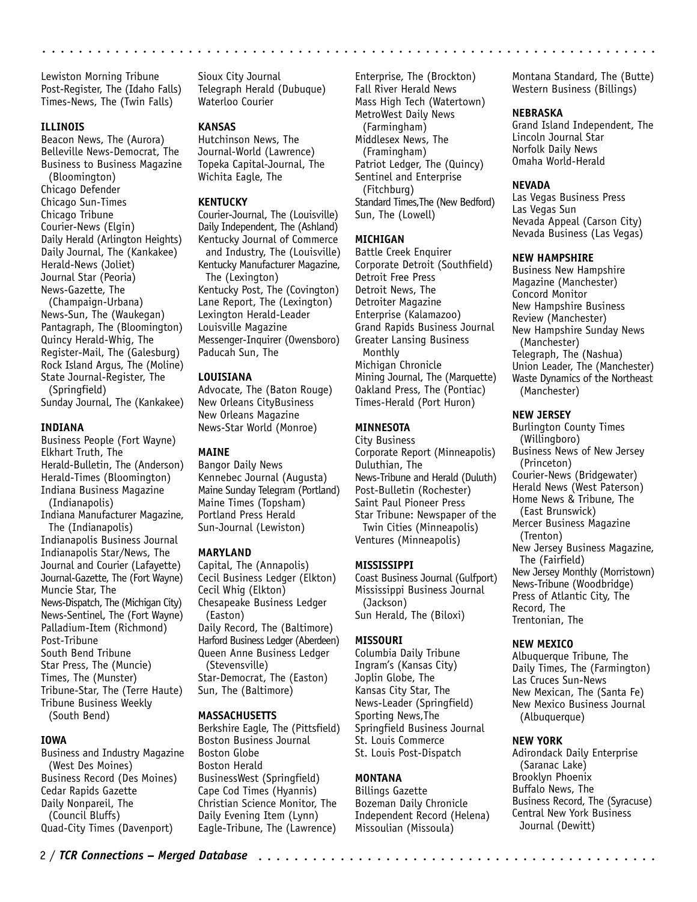Lewiston Morning Tribune
Post-Register, The (Idaho Falls)
Times-News, The (Twin Falls)

**ILLINOIS**

Beacon News, The (Aurora)
Belleville News-Democrat, The
Business to Business Magazine (Bloomington)
Chicago Defender
Chicago Sun-Times
Chicago Tribune
Courier-News (Elgin)
Daily Herald (Arlington Heights)
Daily Journal, The (Kankakee)
Herald-News (Joliet)
Journal Star (Peoria)
News-Gazette, The (Champaign-Urbana)
News-Sun, The (Waukegan)
Pantagraph, The (Bloomington)
Quincy Herald-Whig, The
Register-Mail, The (Galesburg)
Rock Island Argus, The (Moline)
State Journal-Register, The (Springfield)
Sunday Journal, The (Kankakee)

**INDIANA**

Business People (Fort Wayne)
Elkhart Truth, The
Herald-Bulletin, The (Anderson)
Herald-Times (Bloomington)
Indiana Business Magazine (Indianapolis)
Indiana Manufacturer Magazine, The (Indianapolis)
Indianapolis Business Journal
Indianapolis Star/News, The
Journal and Courier (Lafayette)
Journal-Gazette, The (Fort Wayne)
Muncie Star, The
News-Dispatch, The (Michigan City)
News-Sentinel, The (Fort Wayne)
Palladium-Item (Richmond)
Post-Tribune
South Bend Tribune
Star Press, The (Muncie)
Times, The (Munster)
Tribune-Star, The (Terre Haute)
Tribune Business Weekly (South Bend)

**IOWA**

Business and Industry Magazine (West Des Moines)
Business Record (Des Moines)
Cedar Rapids Gazette
Daily Nonpareil, The (Council Bluffs)
Quad-City Times (Davenport)
Sioux City Journal
Telegraph Herald (Dubuque)
Waterloo Courier

**KANSAS**

Hutchinson News, The
Journal-World (Lawrence)
Topeka Capital-Journal, The
Wichita Eagle, The

**KENTUCKY**

Courier-Journal, The (Louisville)
Daily Independent, The (Ashland)
Kentucky Journal of Commerce and Industry, The (Louisville)
Kentucky Manufacturer Magazine, The (Lexington)
Kentucky Post, The (Covington)
Lane Report, The (Lexington)
Lexington Herald-Leader
Louisville Magazine
Messenger-Inquirer (Owensboro)
Paducah Sun, The

**LOUISIANA**

Advocate, The (Baton Rouge)
New Orleans CityBusiness
New Orleans Magazine
News-Star World (Monroe)

**MAINE**

Bangor Daily News
Kennebec Journal (Augusta)
Maine Sunday Telegram (Portland)
Maine Times (Topsham)
Portland Press Herald
Sun-Journal (Lewiston)

**MARYLAND**

Capital, The (Annapolis)
Cecil Business Ledger (Elkton)
Cecil Whig (Elkton)
Chesapeake Business Ledger (Easton)
Daily Record, The (Baltimore)
Harford Business Ledger (Aberdeen)
Queen Anne Business Ledger (Stevensville)
Star-Democrat, The (Easton)
Sun, The (Baltimore)

**MASSACHUSETTS**

Berkshire Eagle, The (Pittsfield)
Boston Business Journal
Boston Globe
Boston Herald
BusinessWest (Springfield)
Cape Cod Times (Hyannis)
Christian Science Monitor, The
Daily Evening Item (Lynn)
Eagle-Tribune, The (Lawrence)
Enterprise, The (Brockton)
Fall River Herald News
Mass High Tech (Watertown)
MetroWest Daily News (Farmingham)
Middlesex News, The (Framingham)
Patriot Ledger, The (Quincy)
Sentinel and Enterprise (Fitchburg)
Standard Times,The (New Bedford)
Sun, The (Lowell)

**MICHIGAN**

Battle Creek Enquirer
Corporate Detroit (Southfield)
Detroit Free Press
Detroit News, The
Detroiter Magazine
Enterprise (Kalamazoo)
Grand Rapids Business Journal
Greater Lansing Business Monthly
Michigan Chronicle
Mining Journal, The (Marquette)
Oakland Press, The (Pontiac)
Times-Herald (Port Huron)

**MINNESOTA**

City Business
Corporate Report (Minneapolis)
Duluthian, The
News-Tribune and Herald (Duluth)
Post-Bulletin (Rochester)
Saint Paul Pioneer Press
Star Tribune: Newspaper of the Twin Cities (Minneapolis)
Ventures (Minneapolis)

**MISSISSIPPI**

Coast Business Journal (Gulfport)
Mississippi Business Journal (Jackson)
Sun Herald, The (Biloxi)

**MISSOURI**

Columbia Daily Tribune
Ingram's (Kansas City)
Joplin Globe, The
Kansas City Star, The
News-Leader (Springfield)
Sporting News,The
Springfield Business Journal
St. Louis Commerce
St. Louis Post-Dispatch

**MONTANA**

Billings Gazette
Bozeman Daily Chronicle
Independent Record (Helena)
Missoulian (Missoula)
Montana Standard, The (Butte)
Western Business (Billings)

**NEBRASKA**

Grand Island Independent, The
Lincoln Journal Star
Norfolk Daily News
Omaha World-Herald

**NEVADA**

Las Vegas Business Press
Las Vegas Sun
Nevada Appeal (Carson City)
Nevada Business (Las Vegas)

**NEW HAMPSHIRE**

Business New Hampshire Magazine (Manchester)
Concord Monitor
New Hampshire Business Review (Manchester)
New Hampshire Sunday News (Manchester)
Telegraph, The (Nashua)
Union Leader, The (Manchester)
Waste Dynamics of the Northeast (Manchester)

**NEW JERSEY**

Burlington County Times (Willingboro)
Business News of New Jersey (Princeton)
Courier-News (Bridgewater)
Herald News (West Paterson)
Home News & Tribune, The (East Brunswick)
Mercer Business Magazine (Trenton)
New Jersey Business Magazine, The (Fairfield)
New Jersey Monthly (Morristown)
News-Tribune (Woodbridge)
Press of Atlantic City, The
Record, The
Trentonian, The

**NEW MEXICO**

Albuquerque Tribune, The
Daily Times, The (Farmington)
Las Cruces Sun-News
New Mexican, The (Santa Fe)
New Mexico Business Journal (Albuquerque)

**NEW YORK**

Adirondack Daily Enterprise (Saranac Lake)
Brooklyn Phoenix
Buffalo News, The
Business Record, The (Syracuse)
Central New York Business Journal (Dewitt)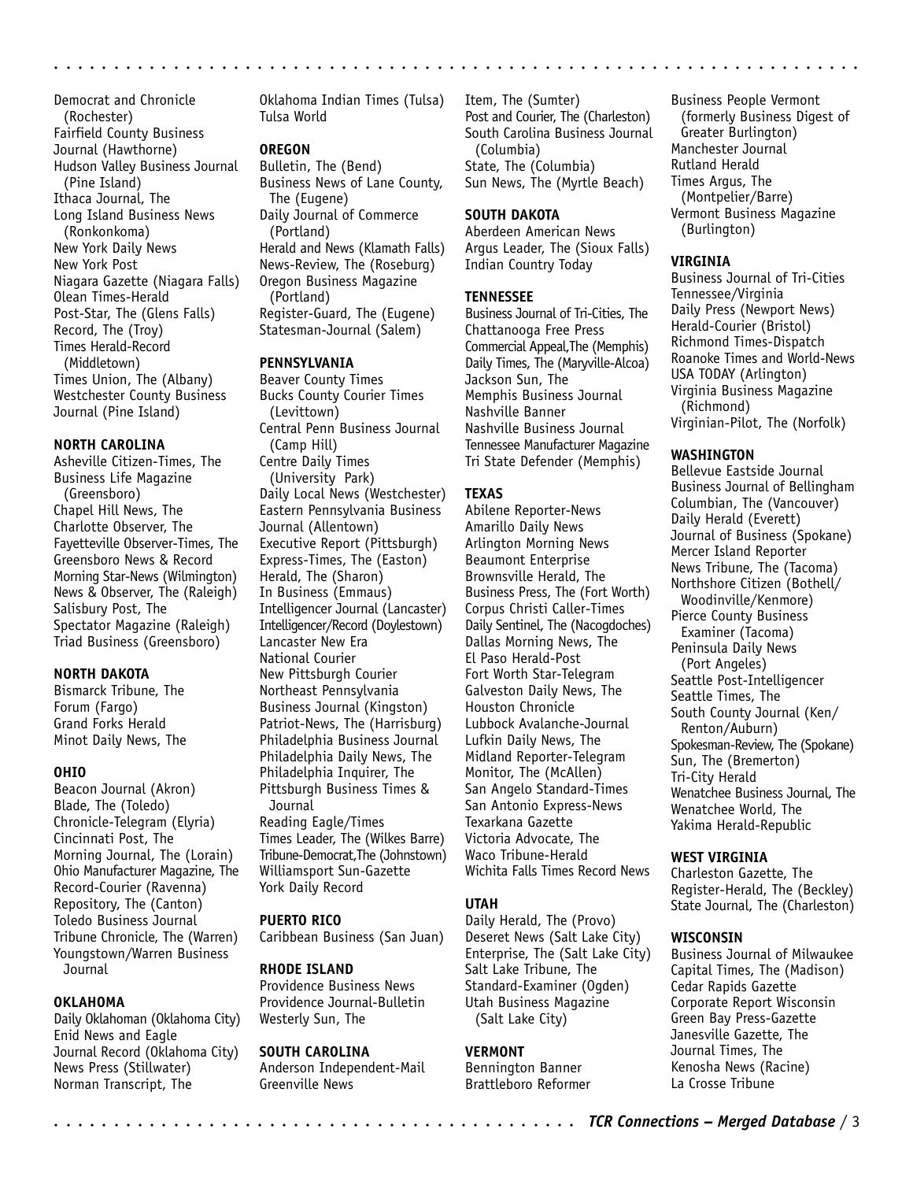Democrat and Chronicle (Rochester)
Fairfield County Business Journal (Hawthorne)
Hudson Valley Business Journal (Pine Island)
Ithaca Journal, The
Long Island Business News (Ronkonkoma)
New York Daily News
New York Post
Niagara Gazette (Niagara Falls)
Olean Times-Herald
Post-Star, The (Glens Falls)
Record, The (Troy)
Times Herald-Record (Middletown)
Times Union, The (Albany)
Westchester County Business Journal (Pine Island)

**NORTH CAROLINA**

Asheville Citizen-Times, The
Business Life Magazine (Greensboro)
Chapel Hill News, The
Charlotte Observer, The
Fayetteville Observer-Times, The
Greensboro News & Record
Morning Star-News (Wilmington)
News & Observer, The (Raleigh)
Salisbury Post, The
Spectator Magazine (Raleigh)
Triad Business (Greensboro)

**NORTH DAKOTA**

Bismarck Tribune, The
Forum (Fargo)
Grand Forks Herald
Minot Daily News, The

**OHIO**

Beacon Journal (Akron)
Blade, The (Toledo)
Chronicle-Telegram (Elyria)
Cincinnati Post, The
Morning Journal, The (Lorain)
Ohio Manufacturer Magazine, The
Record-Courier (Ravenna)
Repository, The (Canton)
Toledo Business Journal
Tribune Chronicle, The (Warren)
Youngstown/Warren Business Journal

**OKLAHOMA**

Daily Oklahoman (Oklahoma City)
Enid News and Eagle
Journal Record (Oklahoma City)
News Press (Stillwater)
Norman Transcript, The
Oklahoma Indian Times (Tulsa)
Tulsa World

**OREGON**

Bulletin, The (Bend)
Business News of Lane County, The (Eugene)
Daily Journal of Commerce (Portland)
Herald and News (Klamath Falls)
News-Review, The (Roseburg)
Oregon Business Magazine (Portland)
Register-Guard, The (Eugene)
Statesman-Journal (Salem)

**PENNSYLVANIA**

Beaver County Times
Bucks County Courier Times (Levittown)
Central Penn Business Journal (Camp Hill)
Centre Daily Times (University Park)
Daily Local News (Westchester)
Eastern Pennsylvania Business Journal (Allentown)
Executive Report (Pittsburgh)
Express-Times, The (Easton)
Herald, The (Sharon)
In Business (Emmaus)
Intelligencer Journal (Lancaster)
Intelligencer/Record (Doylestown)
Lancaster New Era
National Courier
New Pittsburgh Courier
Northeast Pennsylvania Business Journal (Kingston)
Patriot-News, The (Harrisburg)
Philadelphia Business Journal
Philadelphia Daily News, The
Philadelphia Inquirer, The
Pittsburgh Business Times & Journal
Reading Eagle/Times
Times Leader, The (Wilkes Barre)
Tribune-Democrat,The (Johnstown)
Williamsport Sun-Gazette
York Daily Record

**PUERTO RICO**

Caribbean Business (San Juan)

**RHODE ISLAND**

Providence Business News
Providence Journal-Bulletin
Westerly Sun, The

**SOUTH CAROLINA**

Anderson Independent-Mail
Greenville News
Item, The (Sumter)
Post and Courier, The (Charleston)
South Carolina Business Journal (Columbia)
State, The (Columbia)
Sun News, The (Myrtle Beach)

**SOUTH DAKOTA**

Aberdeen American News
Argus Leader, The (Sioux Falls)
Indian Country Today

**TENNESSEE**

Business Journal of Tri-Cities, The
Chattanooga Free Press
Commercial Appeal,The (Memphis)
Daily Times, The (Maryville-Alcoa)
Jackson Sun, The
Memphis Business Journal
Nashville Banner
Nashville Business Journal
Tennessee Manufacturer Magazine
Tri State Defender (Memphis)

**TEXAS**

Abilene Reporter-News
Amarillo Daily News
Arlington Morning News
Beaumont Enterprise
Brownsville Herald, The
Business Press, The (Fort Worth)
Corpus Christi Caller-Times
Daily Sentinel, The (Nacogdoches)
Dallas Morning News, The
El Paso Herald-Post
Fort Worth Star-Telegram
Galveston Daily News, The
Houston Chronicle
Lubbock Avalanche-Journal
Lufkin Daily News, The
Midland Reporter-Telegram
Monitor, The (McAllen)
San Angelo Standard-Times
San Antonio Express-News
Texarkana Gazette
Victoria Advocate, The
Waco Tribune-Herald
Wichita Falls Times Record News

**UTAH**

Daily Herald, The (Provo)
Deseret News (Salt Lake City)
Enterprise, The (Salt Lake City)
Salt Lake Tribune, The
Standard-Examiner (Ogden)
Utah Business Magazine (Salt Lake City)

**VERMONT**

Bennington Banner
Brattleboro Reformer
Business People Vermont (formerly Business Digest of Greater Burlington)
Manchester Journal
Rutland Herald
Times Argus, The (Montpelier/Barre)
Vermont Business Magazine (Burlington)

**VIRGINIA**

Business Journal of Tri-Cities Tennessee/Virginia
Daily Press (Newport News)
Herald-Courier (Bristol)
Richmond Times-Dispatch
Roanoke Times and World-News
USA TODAY (Arlington)
Virginia Business Magazine (Richmond)
Virginian-Pilot, The (Norfolk)

**WASHINGTON**

Bellevue Eastside Journal
Business Journal of Bellingham
Columbian, The (Vancouver)
Daily Herald (Everett)
Journal of Business (Spokane)
Mercer Island Reporter
News Tribune, The (Tacoma)
Northshore Citizen (Bothell/Woodinville/Kenmore)
Pierce County Business Examiner (Tacoma)
Peninsula Daily News (Port Angeles)
Seattle Post-Intelligencer
Seattle Times, The
South County Journal (Ken/Renton/Auburn)
Spokesman-Review, The (Spokane)
Sun, The (Bremerton)
Tri-City Herald
Wenatchee Business Journal, The
Wenatchee World, The
Yakima Herald-Republic

**WEST VIRGINIA**

Charleston Gazette, The
Register-Herald, The (Beckley)
State Journal, The (Charleston)

**WISCONSIN**

Business Journal of Milwaukee
Capital Times, The (Madison)
Cedar Rapids Gazette
Corporate Report Wisconsin
Green Bay Press-Gazette
Janesville Gazette, The
Journal Times, The
Kenosha News (Racine)
La Crosse Tribune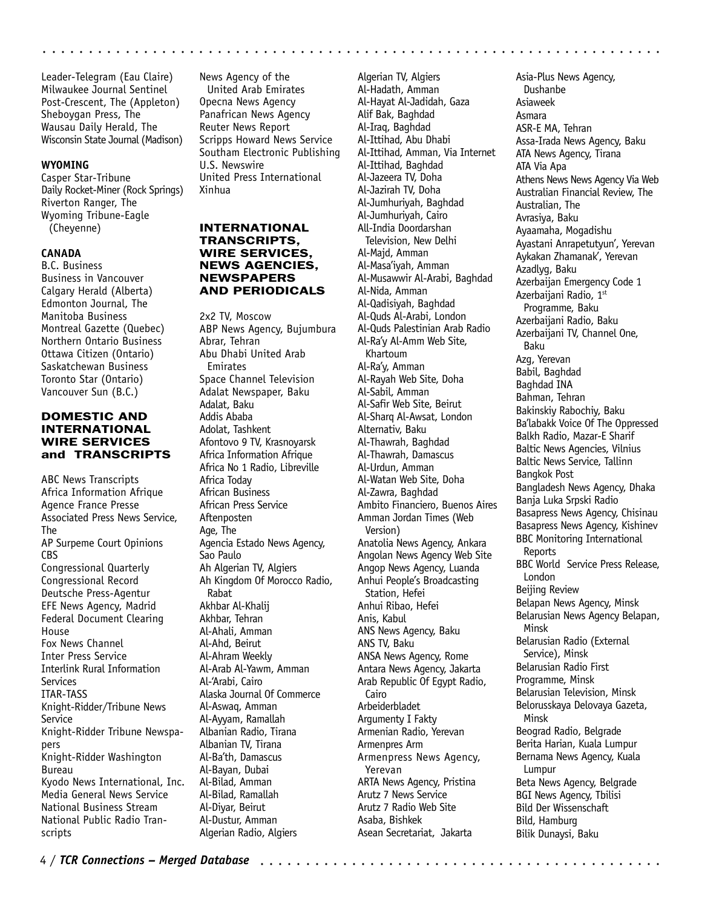Leader-Telegram (Eau Claire)
Milwaukee Journal Sentinel
Post-Crescent, The (Appleton)
Sheboygan Press, The
Wausau Daily Herald, The
Wisconsin State Journal (Madison)

**WYOMING**

Casper Star-Tribune
Daily Rocket-Miner (Rock Springs)
Riverton Ranger, The
Wyoming Tribune-Eagle (Cheyenne)

**CANADA**

B.C. Business
Business in Vancouver
Calgary Herald (Alberta)
Edmonton Journal, The
Manitoba Business
Montreal Gazette (Quebec)
Northern Ontario Business
Ottawa Citizen (Ontario)
Saskatchewan Business
Toronto Star (Ontario)
Vancouver Sun (B.C.)

## DOMESTIC AND INTERNATIONAL WIRE SERVICES and TRANSCRIPTS

ABC News Transcripts
Africa Information Afrique
Agence France Presse
Associated Press News Service, The
AP Surpeme Court Opinions
CBS
Congressional Quarterly
Congressional Record
Deutsche Presse-Agentur
EFE News Agency, Madrid
Federal Document Clearing House
Fox News Channel
Inter Press Service
Interlink Rural Information Services
ITAR-TASS
Knight-Ridder/Tribune News Service
Knight-Ridder Tribune Newspapers
Knight-Ridder Washington Bureau
Kyodo News International, Inc.
Media General News Service
National Business Stream
National Public Radio Transcripts
News Agency of the United Arab Emirates
Opecna News Agency
Panafrican News Agency
Reuter News Report
Scripps Howard News Service
Southam Electronic Publishing
U.S. Newswire
United Press International
Xinhua

## INTERNATIONAL TRANSCRIPTS, WIRE SERVICES, NEWS AGENCIES, NEWSPAPERS AND PERIODICALS

2x2 TV, Moscow
ABP News Agency, Bujumbura
Abrar, Tehran
Abu Dhabi United Arab Emirates
Space Channel Television
Adalat Newspaper, Baku
Adalat, Baku
Addis Ababa
Adolat, Tashkent
Afontovo 9 TV, Krasnoyarsk
Africa Information Afrique
Africa No 1 Radio, Libreville
Africa Today
African Business
African Press Service
Aftenposten
Age, The
Agencia Estado News Agency, Sao Paulo
Ah Algerian TV, Algiers
Ah Kingdom Of Morocco Radio, Rabat
Akhbar Al-Khalij
Akhbar, Tehran
Al-Ahali, Amman
Al-Ahd, Beirut
Al-Ahram Weekly
Al-Arab Al-Yawm, Amman
Al-'Arabi, Cairo
Alaska Journal Of Commerce
Al-Aswaq, Amman
Al-Ayyam, Ramallah
Albanian Radio, Tirana
Albanian TV, Tirana
Al-Ba'th, Damascus
Al-Bayan, Dubai
Al-Bilad, Amman
Al-Bilad, Ramallah
Al-Diyar, Beirut
Al-Dustur, Amman
Algerian Radio, Algiers
Algerian TV, Algiers
Al-Hadath, Amman
Al-Hayat Al-Jadidah, Gaza
Alif Bak, Baghdad
Al-Iraq, Baghdad
Al-Ittihad, Abu Dhabi
Al-Ittihad, Amman, Via Internet
Al-Ittihad, Baghdad
Al-Jazeera TV, Doha
Al-Jazirah TV, Doha
Al-Jumhuriyah, Baghdad
Al-Jumhuriyah, Cairo
All-India Doordarshan Television, New Delhi
Al-Majd, Amman
Al-Masa'iyah, Amman
Al-Musawwir Al-Arabi, Baghdad
Al-Nida, Amman
Al-Qadisiyah, Baghdad
Al-Quds Al-Arabi, London
Al-Quds Palestinian Arab Radio
Al-Ra'y Al-Amm Web Site, Khartoum
Al-Ra'y, Amman
Al-Rayah Web Site, Doha
Al-Sabil, Amman
Al-Safir Web Site, Beirut
Al-Sharq Al-Awsat, London
Alternativ, Baku
Al-Thawrah, Baghdad
Al-Thawrah, Damascus
Al-Urdun, Amman
Al-Watan Web Site, Doha
Al-Zawra, Baghdad
Ambito Financiero, Buenos Aires
Amman Jordan Times (Web Version)
Anatolia News Agency, Ankara
Angolan News Agency Web Site
Angop News Agency, Luanda
Anhui People's Broadcasting Station, Hefei
Anhui Ribao, Hefei
Anis, Kabul
ANS News Agency, Baku
ANS TV, Baku
ANSA News Agency, Rome
Antara News Agency, Jakarta
Arab Republic Of Egypt Radio, Cairo
Arbeiderbladet
Argumenty I Fakty
Armenian Radio, Yerevan
Armenpres Arm
Armenpress News Agency, Yerevan
ARTA News Agency, Pristina
Arutz 7 News Service
Arutz 7 Radio Web Site
Asaba, Bishkek
Asean Secretariat, Jakarta
Asia-Plus News Agency, Dushanbe
Asiaweek
Asmara
ASR-E MA, Tehran
Assa-Irada News Agency, Baku
ATA News Agency, Tirana
ATA Via Apa
Athens News News Agency Via Web
Australian Financial Review, The
Australian, The
Avrasiya, Baku
Ayaamaha, Mogadishu
Ayastani Anrapetutyun', Yerevan
Aykakan Zhamanak', Yerevan
Azadlyg, Baku
Azerbaijan Emergency Code 1
Azerbaijani Radio, 1st Programme, Baku
Azerbaijani Radio, Baku
Azerbaijani TV, Channel One, Baku
Azg, Yerevan
Babil, Baghdad
Baghdad INA
Bahman, Tehran
Bakinskiy Rabochiy, Baku
Ba'labakk Voice Of The Oppressed
Balkh Radio, Mazar-E Sharif
Baltic News Agencies, Vilnius
Baltic News Service, Tallinn
Bangkok Post
Bangladesh News Agency, Dhaka
Banja Luka Srpski Radio
Basapress News Agency, Chisinau
Basapress News Agency, Kishinev
BBC Monitoring International Reports
BBC World Service Press Release, London
Beijing Review
Belapan News Agency, Minsk
Belarusian News Agency Belapan, Minsk
Belarusian Radio (External Service), Minsk
Belarusian Radio First Programme, Minsk
Belarusian Television, Minsk
Belorusskaya Delovaya Gazeta, Minsk
Beograd Radio, Belgrade
Berita Harian, Kuala Lumpur
Bernama News Agency, Kuala Lumpur
Beta News Agency, Belgrade
BGI News Agency, Tbilisi
Bild Der Wissenschaft
Bild, Hamburg
Bilik Dunaysi, Baku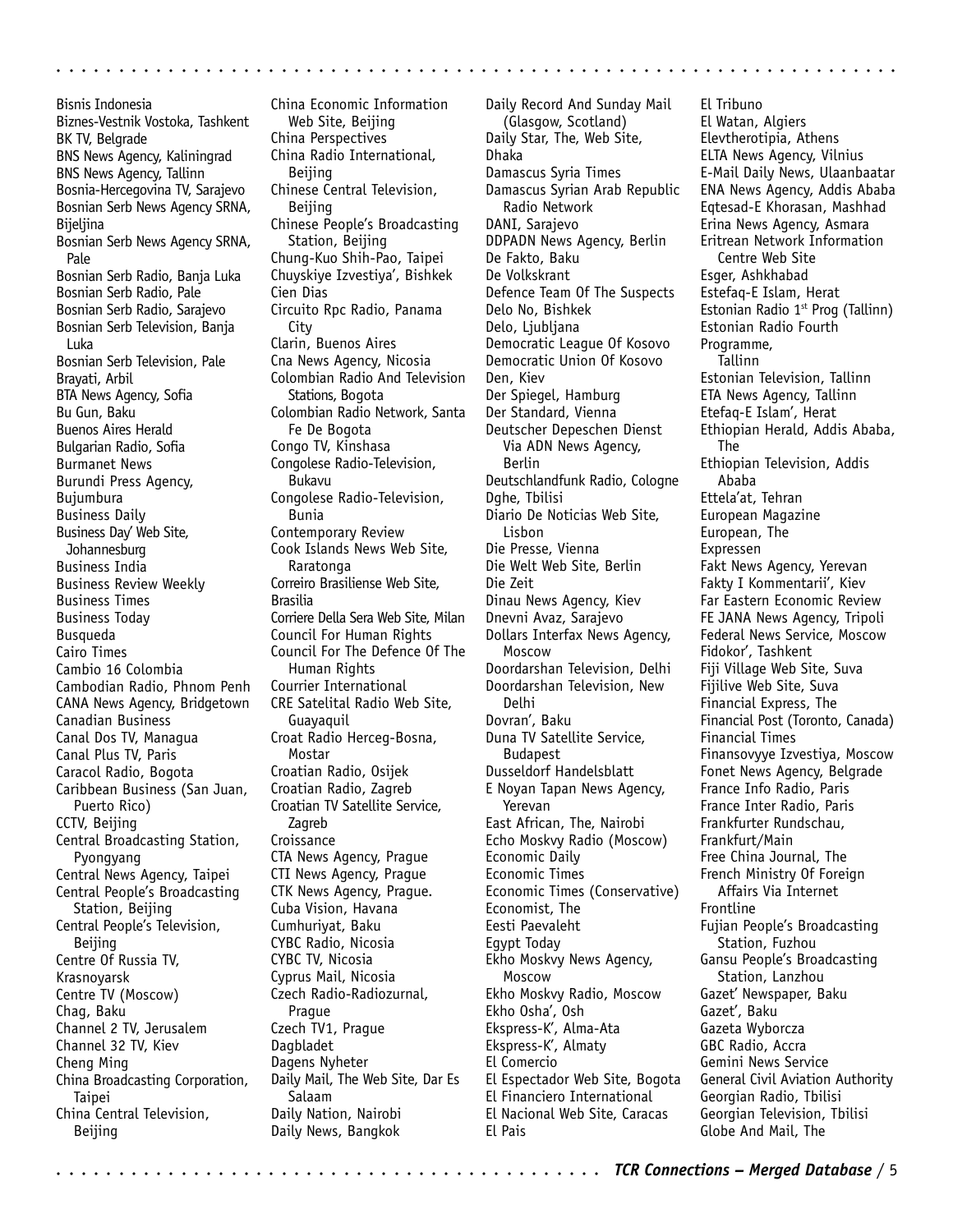Bisnis Indonesia
Biznes-Vestnik Vostoka, Tashkent
BK TV, Belgrade
BNS News Agency, Kaliningrad
BNS News Agency, Tallinn
Bosnia-Hercegovina TV, Sarajevo
Bosnian Serb News Agency SRNA, Bijeljina
Bosnian Serb News Agency SRNA, Pale
Bosnian Serb Radio, Banja Luka
Bosnian Serb Radio, Pale
Bosnian Serb Radio, Sarajevo
Bosnian Serb Television, Banja Luka
Bosnian Serb Television, Pale
Brayati, Arbil
BTA News Agency, Sofia
Bu Gun, Baku
Buenos Aires Herald
Bulgarian Radio, Sofia
Burmanet News
Burundi Press Agency, Bujumbura
Business Daily
Business Day' Web Site, Johannesburg
Business India
Business Review Weekly
Business Times
Business Today
Busqueda
Cairo Times
Cambio 16 Colombia
Cambodian Radio, Phnom Penh
CANA News Agency, Bridgetown
Canadian Business
Canal Dos TV, Managua
Canal Plus TV, Paris
Caracol Radio, Bogota
Caribbean Business (San Juan, Puerto Rico)
CCTV, Beijing
Central Broadcasting Station, Pyongyang
Central News Agency, Taipei
Central People's Broadcasting Station, Beijing
Central People's Television, Beijing
Centre Of Russia TV, Krasnoyarsk
Centre TV (Moscow)
Chag, Baku
Channel 2 TV, Jerusalem
Channel 32 TV, Kiev
Cheng Ming
China Broadcasting Corporation, Taipei
China Central Television, Beijing
China Economic Information Web Site, Beijing
China Perspectives
China Radio International, Beijing
Chinese Central Television, Beijing
Chinese People's Broadcasting Station, Beijing
Chung-Kuo Shih-Pao, Taipei
Chuyskiye Izvestiya', Bishkek
Cien Dias
Circuito Rpc Radio, Panama City
Clarin, Buenos Aires
Cna News Agency, Nicosia
Colombian Radio And Television Stations, Bogota
Colombian Radio Network, Santa Fe De Bogota
Congo TV, Kinshasa
Congolese Radio-Television, Bukavu
Congolese Radio-Television, Bunia
Contemporary Review
Cook Islands News Web Site, Raratonga
Correiro Brasiliense Web Site, Brasilia
Corriere Della Sera Web Site, Milan
Council For Human Rights
Council For The Defence Of The Human Rights
Courrier International
CRE Satelital Radio Web Site, Guayaquil
Croat Radio Herceg-Bosna, Mostar
Croatian Radio, Osijek
Croatian Radio, Zagreb
Croatian TV Satellite Service, Zagreb
Croissance
CTA News Agency, Prague
CTI News Agency, Prague
CTK News Agency, Prague.
Cuba Vision, Havana
Cumhuriyat, Baku
CYBC Radio, Nicosia
CYBC TV, Nicosia
Cyprus Mail, Nicosia
Czech Radio-Radiozurnal, Prague
Czech TV1, Prague
Dagbladet
Dagens Nyheter
Daily Mail, The Web Site, Dar Es Salaam
Daily Nation, Nairobi
Daily News, Bangkok
Daily Record And Sunday Mail (Glasgow, Scotland)
Daily Star, The, Web Site, Dhaka
Damascus Syria Times
Damascus Syrian Arab Republic Radio Network
DANI, Sarajevo
DDPADN News Agency, Berlin
De Fakto, Baku
De Volkskrant
Defence Team Of The Suspects
Delo No, Bishkek
Delo, Ljubljana
Democratic League Of Kosovo
Democratic Union Of Kosovo
Den, Kiev
Der Spiegel, Hamburg
Der Standard, Vienna
Deutscher Depeschen Dienst Via ADN News Agency, Berlin
Deutschlandfunk Radio, Cologne
Dghe, Tbilisi
Diario De Noticias Web Site, Lisbon
Die Presse, Vienna
Die Welt Web Site, Berlin
Die Zeit
Dinau News Agency, Kiev
Dnevni Avaz, Sarajevo
Dollars Interfax News Agency, Moscow
Doordarshan Television, Delhi
Doordarshan Television, New Delhi
Dovran', Baku
Duna TV Satellite Service, Budapest
Dusseldorf Handelsblatt
E Noyan Tapan News Agency, Yerevan
East African, The, Nairobi
Echo Moskvy Radio (Moscow)
Economic Daily
Economic Times
Economic Times (Conservative)
Economist, The
Eesti Paevaleht
Egypt Today
Ekho Moskvy News Agency, Moscow
Ekho Moskvy Radio, Moscow
Ekho Osha', Osh
Ekspress-K', Alma-Ata
Ekspress-K', Almaty
El Comercio
El Espectador Web Site, Bogota
El Financiero International
El Nacional Web Site, Caracas
El Pais
El Tribuno
El Watan, Algiers
Elevtherotipia, Athens
ELTA News Agency, Vilnius
E-Mail Daily News, Ulaanbaatar
ENA News Agency, Addis Ababa
Eqtesad-E Khorasan, Mashhad
Erina News Agency, Asmara
Eritrean Network Information Centre Web Site
Esger, Ashkhabad
Estefaq-E Islam, Herat
Estonian Radio 1st Prog (Tallinn)
Estonian Radio Fourth Programme, Tallinn
Estonian Television, Tallinn
ETA News Agency, Tallinn
Etefaq-E Islam', Herat
Ethiopian Herald, Addis Ababa, The
Ethiopian Television, Addis Ababa
Ettela'at, Tehran
European Magazine
European, The
Expressen
Fakt News Agency, Yerevan
Fakty I Kommentarii', Kiev
Far Eastern Economic Review
FE JANA News Agency, Tripoli
Federal News Service, Moscow
Fidokor', Tashkent
Fiji Village Web Site, Suva
Fijilive Web Site, Suva
Financial Express, The
Financial Post (Toronto, Canada)
Financial Times
Finansovyye Izvestiya, Moscow
Fonet News Agency, Belgrade
France Info Radio, Paris
France Inter Radio, Paris
Frankfurter Rundschau, Frankfurt/Main
Free China Journal, The
French Ministry Of Foreign Affairs Via Internet
Frontline
Fujian People's Broadcasting Station, Fuzhou
Gansu People's Broadcasting Station, Lanzhou
Gazet' Newspaper, Baku
Gazet', Baku
Gazeta Wyborcza
GBC Radio, Accra
Gemini News Service
General Civil Aviation Authority
Georgian Radio, Tbilisi
Georgian Television, Tbilisi
Globe And Mail, The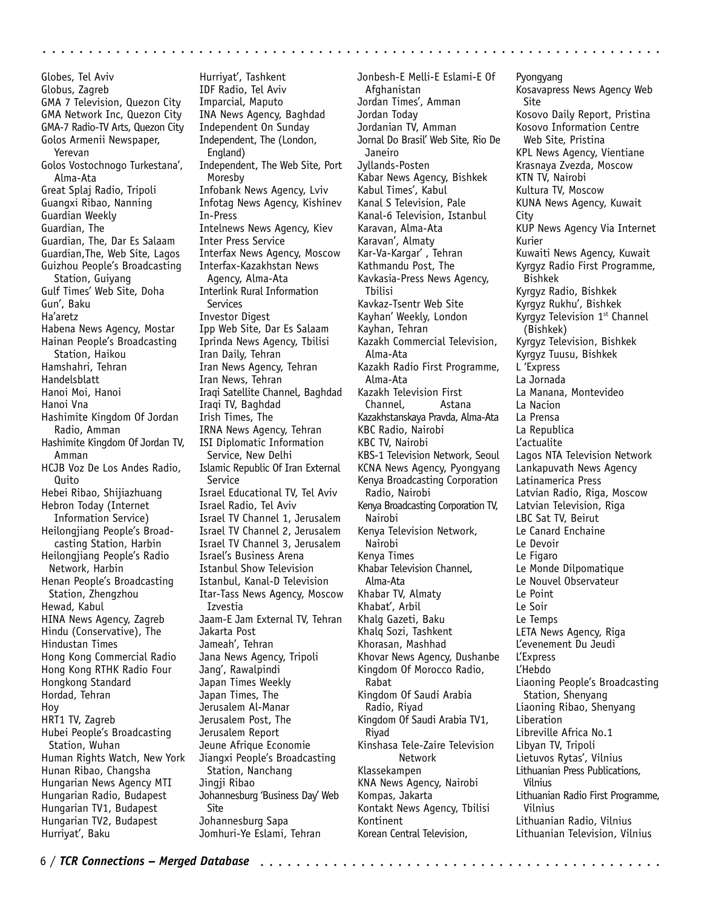Globes, Tel Aviv
Globus, Zagreb
GMA 7 Television, Quezon City
GMA Network Inc, Quezon City
GMA-7 Radio-TV Arts, Quezon City
Golos Armenii Newspaper, Yerevan
Golos Vostochnogo Turkestana', Alma-Ata
Great Splaj Radio, Tripoli
Guangxi Ribao, Nanning
Guardian Weekly
Guardian, The
Guardian, The, Dar Es Salaam
Guardian,The, Web Site, Lagos
Guizhou People's Broadcasting Station, Guiyang
Gulf Times' Web Site, Doha
Gun', Baku
Ha'aretz
Habena News Agency, Mostar
Hainan People's Broadcasting Station, Haikou
Hamshahri, Tehran
Handelsblatt
Hanoi Moi, Hanoi
Hanoi Vna
Hashimite Kingdom Of Jordan Radio, Amman
Hashimite Kingdom Of Jordan TV, Amman
HCJB Voz De Los Andes Radio, Quito
Hebei Ribao, Shijiazhuang
Hebron Today (Internet Information Service)
Heilongjiang People's Broadcasting Station, Harbin
Heilongjiang People's Radio Network, Harbin
Henan People's Broadcasting Station, Zhengzhou
Hewad, Kabul
HINA News Agency, Zagreb
Hindu (Conservative), The
Hindustan Times
Hong Kong Commercial Radio
Hong Kong RTHK Radio Four
Hongkong Standard
Hordad, Tehran
Hoy
HRT1 TV, Zagreb
Hubei People's Broadcasting Station, Wuhan
Human Rights Watch, New York
Hunan Ribao, Changsha
Hungarian News Agency MTI
Hungarian Radio, Budapest
Hungarian TV1, Budapest
Hungarian TV2, Budapest
Hurriyat', Baku
Hurriyat', Tashkent
IDF Radio, Tel Aviv
Imparcial, Maputo
INA News Agency, Baghdad
Independent On Sunday
Independent, The (London, England)
Independent, The Web Site, Port Moresby
Infobank News Agency, Lviv
Infotag News Agency, Kishinev
In-Press
Intelnews News Agency, Kiev
Inter Press Service
Interfax News Agency, Moscow
Interfax-Kazakhstan News Agency, Alma-Ata
Interlink Rural Information Services
Investor Digest
Ipp Web Site, Dar Es Salaam
Iprinda News Agency, Tbilisi
Iran Daily, Tehran
Iran News Agency, Tehran
Iran News, Tehran
Iraqi Satellite Channel, Baghdad
Iraqi TV, Baghdad
Irish Times, The
IRNA News Agency, Tehran
ISI Diplomatic Information Service, New Delhi
Islamic Republic Of Iran External Service
Israel Educational TV, Tel Aviv
Israel Radio, Tel Aviv
Israel TV Channel 1, Jerusalem
Israel TV Channel 2, Jerusalem
Israel TV Channel 3, Jerusalem
Israel's Business Arena
Istanbul Show Television
Istanbul, Kanal-D Television
Itar-Tass News Agency, Moscow
Izvestia
Jaam-E Jam External TV, Tehran
Jakarta Post
Jameah', Tehran
Jana News Agency, Tripoli
Jang', Rawalpindi
Japan Times Weekly
Japan Times, The
Jerusalem Al-Manar
Jerusalem Post, The
Jerusalem Report
Jeune Afrique Economie
Jiangxi People's Broadcasting Station, Nanchang
Jingji Ribao
Johannesburg 'Business Day' Web Site
Johannesburg Sapa
Jomhuri-Ye Eslami, Tehran
Jonbesh-E Melli-E Eslami-E Of Afghanistan
Jordan Times', Amman
Jordan Today
Jordanian TV, Amman
Jornal Do Brasil' Web Site, Rio De Janeiro
Jyllands-Posten
Kabar News Agency, Bishkek
Kabul Times', Kabul
Kanal S Television, Pale
Kanal-6 Television, Istanbul
Karavan, Alma-Ata
Karavan', Almaty
Kar-Va-Kargar' , Tehran
Kathmandu Post, The
Kavkasia-Press News Agency, Tbilisi
Kavkaz-Tsentr Web Site
Kayhan' Weekly, London
Kayhan, Tehran
Kazakh Commercial Television, Alma-Ata
Kazakh Radio First Programme, Alma-Ata
Kazakh Television First Channel, Astana
Kazakhstanskaya Pravda, Alma-Ata
KBC Radio, Nairobi
KBC TV, Nairobi
KBS-1 Television Network, Seoul
KCNA News Agency, Pyongyang
Kenya Broadcasting Corporation Radio, Nairobi
Kenya Broadcasting Corporation TV, Nairobi
Kenya Television Network, Nairobi
Kenya Times
Khabar Television Channel, Alma-Ata
Khabar TV, Almaty
Khabat', Arbil
Khalg Gazeti, Baku
Khalq Sozi, Tashkent
Khorasan, Mashhad
Khovar News Agency, Dushanbe
Kingdom Of Morocco Radio, Rabat
Kingdom Of Saudi Arabia Radio, Riyad
Kingdom Of Saudi Arabia TV1, Riyad
Kinshasa Tele-Zaire Television Network
Klassekampen
KNA News Agency, Nairobi
Kompas, Jakarta
Kontakt News Agency, Tbilisi
Kontinent
Korean Central Television, Pyongyang
Kosavapress News Agency Web Site
Kosovo Daily Report, Pristina
Kosovo Information Centre Web Site, Pristina
KPL News Agency, Vientiane
Krasnaya Zvezda, Moscow
KTN TV, Nairobi
Kultura TV, Moscow
KUNA News Agency, Kuwait City
KUP News Agency Via Internet
Kurier
Kuwaiti News Agency, Kuwait
Kyrgyz Radio First Programme, Bishkek
Kyrgyz Radio, Bishkek
Kyrgyz Rukhu', Bishkek
Kyrgyz Television 1st Channel (Bishkek)
Kyrgyz Television, Bishkek
Kyrgyz Tuusu, Bishkek
L 'Express
La Jornada
La Manana, Montevideo
La Nacion
La Prensa
La Republica
L'actualite
Lagos NTA Television Network
Lankapuvath News Agency
Latinamerica Press
Latvian Radio, Riga, Moscow
Latvian Television, Riga
LBC Sat TV, Beirut
Le Canard Enchaine
Le Devoir
Le Figaro
Le Monde Dilpomatique
Le Nouvel Observateur
Le Point
Le Soir
Le Temps
LETA News Agency, Riga
L'evenement Du Jeudi
L'Express
L'Hebdo
Liaoning People's Broadcasting Station, Shenyang
Liaoning Ribao, Shenyang
Liberation
Libreville Africa No.1
Libyan TV, Tripoli
Lietuvos Rytas', Vilnius
Lithuanian Press Publications, Vilnius
Lithuanian Radio First Programme, Vilnius
Lithuanian Radio, Vilnius
Lithuanian Television, Vilnius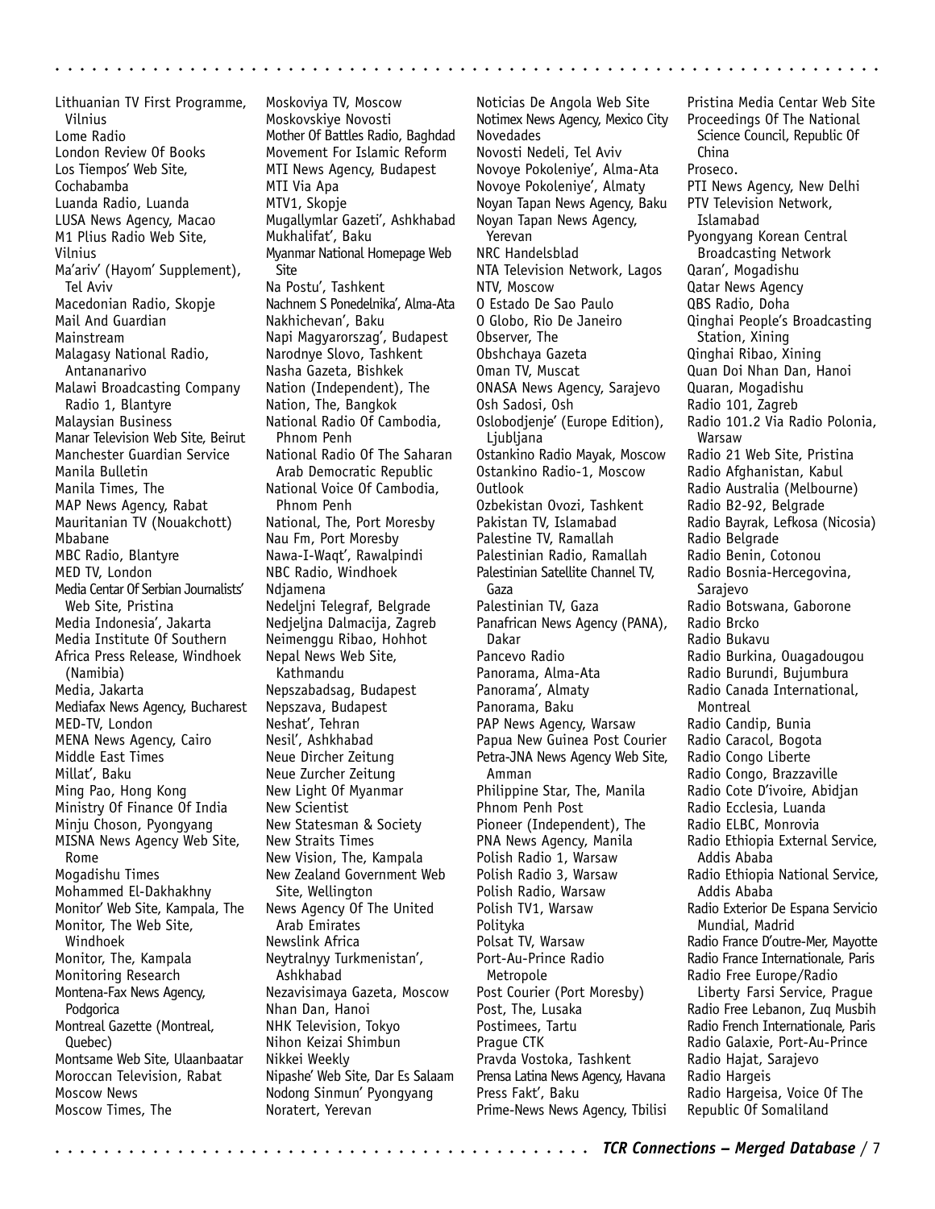Lithuanian TV First Programme, Vilnius
Lome Radio
London Review Of Books
Los Tiempos' Web Site, Cochabamba
Luanda Radio, Luanda
LUSA News Agency, Macao
M1 Plius Radio Web Site, Vilnius
Ma'ariv' (Hayom' Supplement), Tel Aviv
Macedonian Radio, Skopje
Mail And Guardian
Mainstream
Malagasy National Radio, Antananarivo
Malawi Broadcasting Company Radio 1, Blantyre
Malaysian Business
Manar Television Web Site, Beirut
Manchester Guardian Service
Manila Bulletin
Manila Times, The
MAP News Agency, Rabat
Mauritanian TV (Nouakchott)
Mbabane
MBC Radio, Blantyre
MED TV, London
Media Centar Of Serbian Journalists' Web Site, Pristina
Media Indonesia', Jakarta
Media Institute Of Southern Africa Press Release, Windhoek (Namibia)
Media, Jakarta
Mediafax News Agency, Bucharest
MED-TV, London
MENA News Agency, Cairo
Middle East Times
Millat', Baku
Ming Pao, Hong Kong
Ministry Of Finance Of India
Minju Choson, Pyongyang
MISNA News Agency Web Site, Rome
Mogadishu Times
Mohammed El-Dakhakhny
Monitor' Web Site, Kampala, The
Monitor, The Web Site, Windhoek
Monitor, The, Kampala
Monitoring Research
Montena-Fax News Agency, Podgorica
Montreal Gazette (Montreal, Quebec)
Montsame Web Site, Ulaanbaatar
Moroccan Television, Rabat
Moscow News
Moscow Times, The
Moskoviya TV, Moscow
Moskovskiye Novosti
Mother Of Battles Radio, Baghdad
Movement For Islamic Reform
MTI News Agency, Budapest
MTI Via Apa
MTV1, Skopje
Mugallymlar Gazeti', Ashkhabad
Mukhalifat', Baku
Myanmar National Homepage Web Site
Na Postu', Tashkent
Nachnem S Ponedelnika', Alma-Ata
Nakhichevan', Baku
Napi Magyarorszag', Budapest
Narodnye Slovo, Tashkent
Nasha Gazeta, Bishkek
Nation (Independent), The
Nation, The, Bangkok
National Radio Of Cambodia, Phnom Penh
National Radio Of The Saharan Arab Democratic Republic
National Voice Of Cambodia, Phnom Penh
National, The, Port Moresby
Nau Fm, Port Moresby
Nawa-I-Waqt', Rawalpindi
NBC Radio, Windhoek
Ndjamena
Nedeljni Telegraf, Belgrade
Nedjeljna Dalmacija, Zagreb
Neimenggu Ribao, Hohhot
Nepal News Web Site, Kathmandu
Nepszabadsag, Budapest
Nepszava, Budapest
Neshat', Tehran
Nesil', Ashkhabad
Neue Dircher Zeitung
Neue Zurcher Zeitung
New Light Of Myanmar
New Scientist
New Statesman & Society
New Straits Times
New Vision, The, Kampala
New Zealand Government Web Site, Wellington
News Agency Of The United Arab Emirates
Newslink Africa
Neytralnyy Turkmenistan', Ashkhabad
Nezavisimaya Gazeta, Moscow
Nhan Dan, Hanoi
NHK Television, Tokyo
Nihon Keizai Shimbun
Nikkei Weekly
Nipashe' Web Site, Dar Es Salaam
Nodong Sinmun' Pyongyang
Noratert, Yerevan
Noticias De Angola Web Site
Notimex News Agency, Mexico City
Novedades
Novosti Nedeli, Tel Aviv
Novoye Pokoleniye', Alma-Ata
Novoye Pokoleniye', Almaty
Noyan Tapan News Agency, Baku
Noyan Tapan News Agency, Yerevan
NRC Handelsblad
NTA Television Network, Lagos
NTV, Moscow
O Estado De Sao Paulo
O Globo, Rio De Janeiro
Observer, The
Obshchaya Gazeta
Oman TV, Muscat
ONASA News Agency, Sarajevo
Osh Sadosi, Osh
Oslobodjenje' (Europe Edition), Ljubljana
Ostankino Radio Mayak, Moscow
Ostankino Radio-1, Moscow
Outlook
Ozbekistan Ovozi, Tashkent
Pakistan TV, Islamabad
Palestine TV, Ramallah
Palestinian Radio, Ramallah
Palestinian Satellite Channel TV, Gaza
Palestinian TV, Gaza
Panafrican News Agency (PANA), Dakar
Pancevo Radio
Panorama, Alma-Ata
Panorama', Almaty
Panorama, Baku
PAP News Agency, Warsaw
Papua New Guinea Post Courier
Petra-JNA News Agency Web Site, Amman
Philippine Star, The, Manila
Phnom Penh Post
Pioneer (Independent), The
PNA News Agency, Manila
Polish Radio 1, Warsaw
Polish Radio 3, Warsaw
Polish Radio, Warsaw
Polish TV1, Warsaw
Polityka
Polsat TV, Warsaw
Port-Au-Prince Radio Metropole
Post Courier (Port Moresby)
Post, The, Lusaka
Postimees, Tartu
Prague CTK
Pravda Vostoka, Tashkent
Prensa Latina News Agency, Havana
Press Fakt', Baku
Prime-News News Agency, Tbilisi
Pristina Media Centar Web Site
Proceedings Of The National Science Council, Republic Of China
Proseco.
PTI News Agency, New Delhi
PTV Television Network, Islamabad
Pyongyang Korean Central Broadcasting Network
Qaran', Mogadishu
Qatar News Agency
QBS Radio, Doha
Qinghai People's Broadcasting Station, Xining
Qinghai Ribao, Xining
Quan Doi Nhan Dan, Hanoi
Quaran, Mogadishu
Radio 101, Zagreb
Radio 101.2 Via Radio Polonia, Warsaw
Radio 21 Web Site, Pristina
Radio Afghanistan, Kabul
Radio Australia (Melbourne)
Radio B2-92, Belgrade
Radio Bayrak, Lefkosa (Nicosia)
Radio Belgrade
Radio Benin, Cotonou
Radio Bosnia-Hercegovina, Sarajevo
Radio Botswana, Gaborone
Radio Brcko
Radio Bukavu
Radio Burkina, Ouagadougou
Radio Burundi, Bujumbura
Radio Canada International, Montreal
Radio Candip, Bunia
Radio Caracol, Bogota
Radio Congo Liberte
Radio Congo, Brazzaville
Radio Cote D'ivoire, Abidjan
Radio Ecclesia, Luanda
Radio ELBC, Monrovia
Radio Ethiopia External Service, Addis Ababa
Radio Ethiopia National Service, Addis Ababa
Radio Exterior De Espana Servicio Mundial, Madrid
Radio France D'outre-Mer, Mayotte
Radio France Internationale, Paris
Radio Free Europe/Radio Liberty Farsi Service, Prague
Radio Free Lebanon, Zuq Musbih
Radio French Internationale, Paris
Radio Galaxie, Port-Au-Prince
Radio Hajat, Sarajevo
Radio Hargeis
Radio Hargeisa, Voice Of The Republic Of Somaliland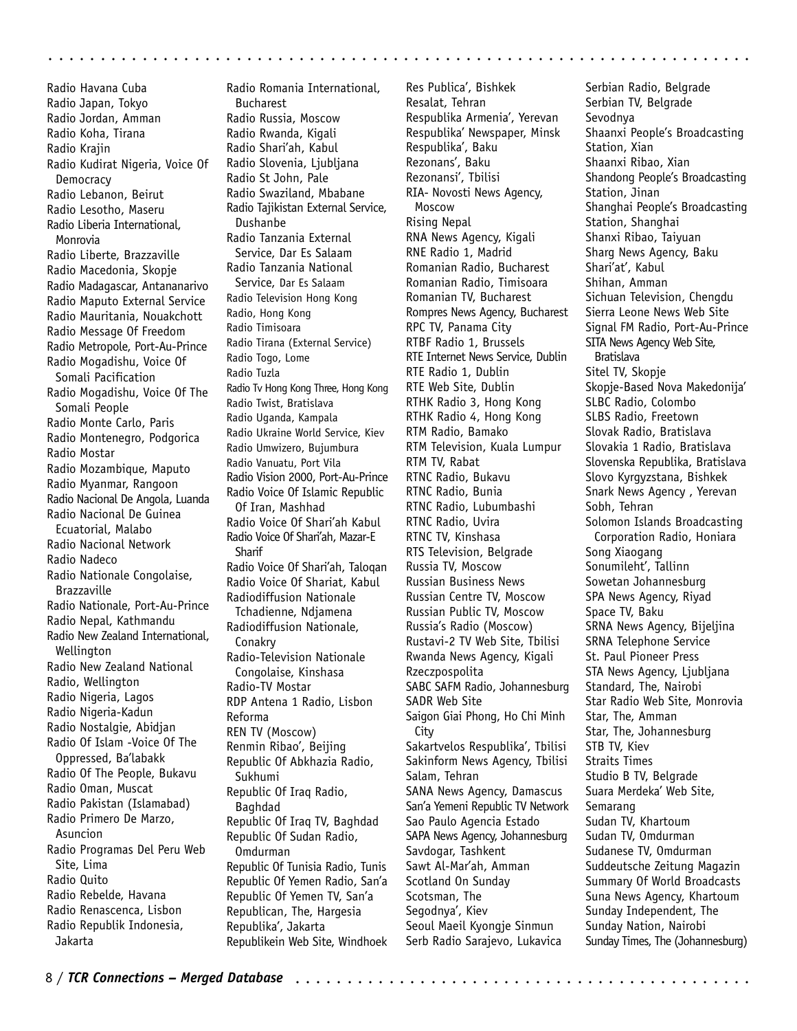Radio Havana Cuba
Radio Japan, Tokyo
Radio Jordan, Amman
Radio Koha, Tirana
Radio Krajin
Radio Kudirat Nigeria, Voice Of Democracy
Radio Lebanon, Beirut
Radio Lesotho, Maseru
Radio Liberia International, Monrovia
Radio Liberte, Brazzaville
Radio Macedonia, Skopje
Radio Madagascar, Antananarivo
Radio Maputo External Service
Radio Mauritania, Nouakchott
Radio Message Of Freedom
Radio Metropole, Port-Au-Prince
Radio Mogadishu, Voice Of Somali Pacification
Radio Mogadishu, Voice Of The Somali People
Radio Monte Carlo, Paris
Radio Montenegro, Podgorica
Radio Mostar
Radio Mozambique, Maputo
Radio Myanmar, Rangoon
Radio Nacional De Angola, Luanda
Radio Nacional De Guinea Ecuatorial, Malabo
Radio Nacional Network
Radio Nadeco
Radio Nationale Congolaise, Brazzaville
Radio Nationale, Port-Au-Prince
Radio Nepal, Kathmandu
Radio New Zealand International, Wellington
Radio New Zealand National Radio, Wellington
Radio Nigeria, Lagos
Radio Nigeria-Kadun
Radio Nostalgie, Abidjan
Radio Of Islam -Voice Of The Oppressed, Ba'labakk
Radio Of The People, Bukavu
Radio Oman, Muscat
Radio Pakistan (Islamabad)
Radio Primero De Marzo, Asuncion
Radio Programas Del Peru Web Site, Lima
Radio Quito
Radio Rebelde, Havana
Radio Renascenca, Lisbon
Radio Republik Indonesia, Jakarta
Radio Romania International, Bucharest
Radio Russia, Moscow
Radio Rwanda, Kigali
Radio Shari'ah, Kabul
Radio Slovenia, Ljubljana
Radio St John, Pale
Radio Swaziland, Mbabane
Radio Tajikistan External Service, Dushanbe
Radio Tanzania External Service, Dar Es Salaam
Radio Tanzania National Service, Dar Es Salaam
Radio Television Hong Kong Radio, Hong Kong
Radio Timisoara
Radio Tirana (External Service)
Radio Togo, Lome
Radio Tuzla
Radio Tv Hong Kong Three, Hong Kong
Radio Twist, Bratislava
Radio Uganda, Kampala
Radio Ukraine World Service, Kiev
Radio Umwizero, Bujumbura
Radio Vanuatu, Port Vila
Radio Vision 2000, Port-Au-Prince
Radio Voice Of Islamic Republic Of Iran, Mashhad
Radio Voice Of Shari'ah Kabul
Radio Voice Of Shari'ah, Mazar-E Sharif
Radio Voice Of Shari'ah, Taloqan
Radio Voice Of Shariat, Kabul
Radiodiffusion Nationale Tchadienne, Ndjamena
Radiodiffusion Nationale, Conakry
Radio-Television Nationale Congolaise, Kinshasa
Radio-TV Mostar
RDP Antena 1 Radio, Lisbon
Reforma
REN TV (Moscow)
Renmin Ribao', Beijing
Republic Of Abkhazia Radio, Sukhumi
Republic Of Iraq Radio, Baghdad
Republic Of Iraq TV, Baghdad
Republic Of Sudan Radio, Omdurman
Republic Of Tunisia Radio, Tunis
Republic Of Yemen Radio, San'a
Republic Of Yemen TV, San'a
Republican, The, Hargesia
Republika', Jakarta
Republikein Web Site, Windhoek
Res Publica', Bishkek
Resalat, Tehran
Respublika Armenia', Yerevan
Respublika' Newspaper, Minsk
Respublika', Baku
Rezonans', Baku
Rezonansi', Tbilisi
RIA- Novosti News Agency, Moscow
Rising Nepal
RNA News Agency, Kigali
RNE Radio 1, Madrid
Romanian Radio, Bucharest
Romanian Radio, Timisoara
Romanian TV, Bucharest
Rompres News Agency, Bucharest
RPC TV, Panama City
RTBF Radio 1, Brussels
RTE Internet News Service, Dublin
RTE Radio 1, Dublin
RTE Web Site, Dublin
RTHK Radio 3, Hong Kong
RTHK Radio 4, Hong Kong
RTM Radio, Bamako
RTM Television, Kuala Lumpur
RTM TV, Rabat
RTNC Radio, Bukavu
RTNC Radio, Bunia
RTNC Radio, Lubumbashi
RTNC Radio, Uvira
RTNC TV, Kinshasa
RTS Television, Belgrade
Russia TV, Moscow
Russian Business News
Russian Centre TV, Moscow
Russian Public TV, Moscow
Russia's Radio (Moscow)
Rustavi-2 TV Web Site, Tbilisi
Rwanda News Agency, Kigali
Rzeczpospolita
SABC SAFM Radio, Johannesburg
SADR Web Site
Saigon Giai Phong, Ho Chi Minh City
Sakartvelos Respublika', Tbilisi
Sakinform News Agency, Tbilisi
Salam, Tehran
SANA News Agency, Damascus
San'a Yemeni Republic TV Network
Sao Paulo Agencia Estado
SAPA News Agency, Johannesburg
Savdogar, Tashkent
Sawt Al-Mar'ah, Amman
Scotland On Sunday
Scotsman, The
Segodnya', Kiev
Seoul Maeil Kyongje Sinmun
Serb Radio Sarajevo, Lukavica
Serbian Radio, Belgrade
Serbian TV, Belgrade
Sevodnya
Shaanxi People's Broadcasting Station, Xian
Shaanxi Ribao, Xian
Shandong People's Broadcasting Station, Jinan
Shanghai People's Broadcasting Station, Shanghai
Shanxi Ribao, Taiyuan
Sharg News Agency, Baku
Shari'at', Kabul
Shihan, Amman
Sichuan Television, Chengdu
Sierra Leone News Web Site
Signal FM Radio, Port-Au-Prince
SITA News Agency Web Site, Bratislava
Sitel TV, Skopje
Skopje-Based Nova Makedonija'
SLBC Radio, Colombo
SLBS Radio, Freetown
Slovak Radio, Bratislava
Slovakia 1 Radio, Bratislava
Slovenska Republika, Bratislava
Slovo Kyrgyzstana, Bishkek
Snark News Agency , Yerevan
Sobh, Tehran
Solomon Islands Broadcasting Corporation Radio, Honiara
Song Xiaogang
Sonumileht', Tallinn
Sowetan Johannesburg
SPA News Agency, Riyad
Space TV, Baku
SRNA News Agency, Bijeljina
SRNA Telephone Service
St. Paul Pioneer Press
STA News Agency, Ljubljana
Standard, The, Nairobi
Star Radio Web Site, Monrovia
Star, The, Amman
Star, The, Johannesburg
STB TV, Kiev
Straits Times
Studio B TV, Belgrade
Suara Merdeka' Web Site, Semarang
Sudan TV, Khartoum
Sudan TV, Omdurman
Sudanese TV, Omdurman
Suddeutsche Zeitung Magazin
Summary Of World Broadcasts
Suna News Agency, Khartoum
Sunday Independent, The
Sunday Nation, Nairobi
Sunday Times, The (Johannesburg)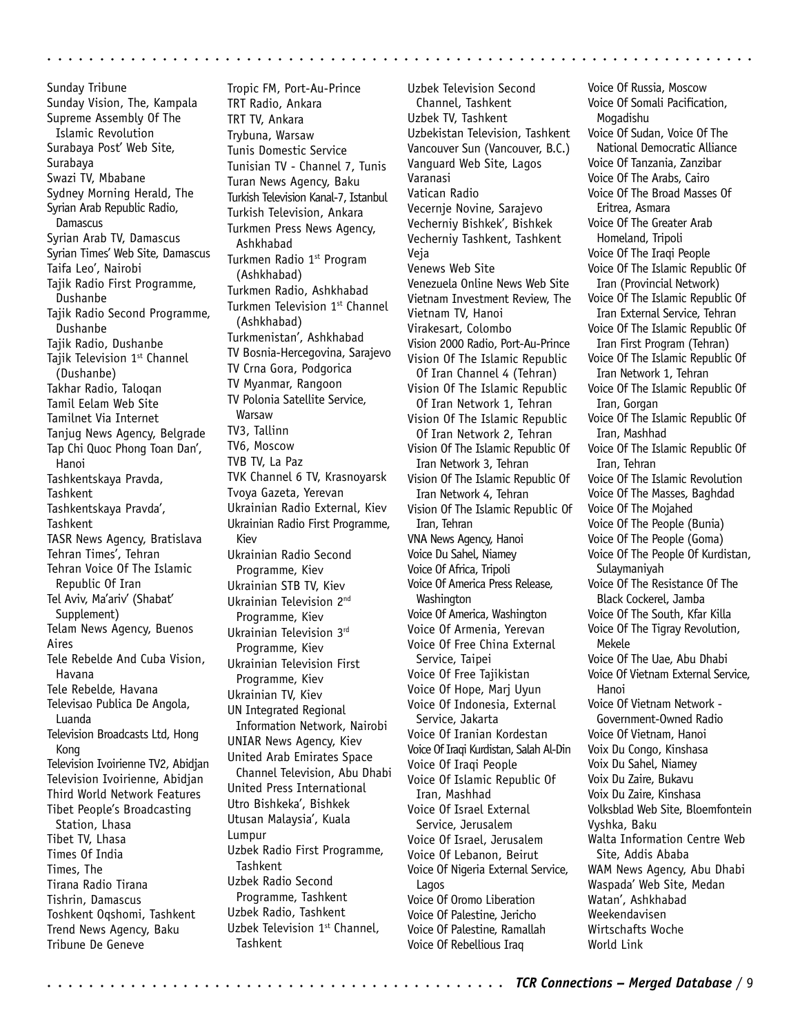Sunday Tribune
Sunday Vision, The, Kampala
Supreme Assembly Of The Islamic Revolution
Surabaya Post' Web Site, Surabaya
Swazi TV, Mbabane
Sydney Morning Herald, The
Syrian Arab Republic Radio, Damascus
Syrian Arab TV, Damascus
Syrian Times' Web Site, Damascus
Taifa Leo', Nairobi
Tajik Radio First Programme, Dushanbe
Tajik Radio Second Programme, Dushanbe
Tajik Radio, Dushanbe
Tajik Television 1st Channel (Dushanbe)
Takhar Radio, Taloqan
Tamil Eelam Web Site
Tamilnet Via Internet
Tanjug News Agency, Belgrade
Tap Chi Quoc Phong Toan Dan', Hanoi
Tashkentskaya Pravda, Tashkent
Tashkentskaya Pravda', Tashkent
TASR News Agency, Bratislava
Tehran Times', Tehran
Tehran Voice Of The Islamic Republic Of Iran
Tel Aviv, Ma'ariv' (Shabat' Supplement)
Telam News Agency, Buenos Aires
Tele Rebelde And Cuba Vision, Havana
Tele Rebelde, Havana
Televisao Publica De Angola, Luanda
Television Broadcasts Ltd, Hong Kong
Television Ivoirienne TV2, Abidjan
Television Ivoirienne, Abidjan
Third World Network Features
Tibet People's Broadcasting Station, Lhasa
Tibet TV, Lhasa
Times Of India
Times, The
Tirana Radio Tirana
Tishrin, Damascus
Toshkent Oqshomi, Tashkent
Trend News Agency, Baku
Tribune De Geneve
Tropic FM, Port-Au-Prince
TRT Radio, Ankara
TRT TV, Ankara
Trybuna, Warsaw
Tunis Domestic Service
Tunisian TV - Channel 7, Tunis
Turan News Agency, Baku
Turkish Television Kanal-7, Istanbul
Turkish Television, Ankara
Turkmen Press News Agency, Ashkhabad
Turkmen Radio 1st Program (Ashkhabad)
Turkmen Radio, Ashkhabad
Turkmen Television 1st Channel (Ashkhabad)
Turkmenistan', Ashkhabad
TV Bosnia-Hercegovina, Sarajevo
TV Crna Gora, Podgorica
TV Myanmar, Rangoon
TV Polonia Satellite Service, Warsaw
TV3, Tallinn
TV6, Moscow
TVB TV, La Paz
TVK Channel 6 TV, Krasnoyarsk
Tvoya Gazeta, Yerevan
Ukrainian Radio External, Kiev
Ukrainian Radio First Programme, Kiev
Ukrainian Radio Second Programme, Kiev
Ukrainian STB TV, Kiev
Ukrainian Television 2nd Programme, Kiev
Ukrainian Television 3rd Programme, Kiev
Ukrainian Television First Programme, Kiev
Ukrainian TV, Kiev
UN Integrated Regional Information Network, Nairobi
UNIAR News Agency, Kiev
United Arab Emirates Space Channel Television, Abu Dhabi
United Press International
Utro Bishkeka', Bishkek
Utusan Malaysia', Kuala Lumpur
Uzbek Radio First Programme, Tashkent
Uzbek Radio Second Programme, Tashkent
Uzbek Radio, Tashkent
Uzbek Television 1st Channel, Tashkent
Uzbek Television Second Channel, Tashkent
Uzbek TV, Tashkent
Uzbekistan Television, Tashkent
Vancouver Sun (Vancouver, B.C.)
Vanguard Web Site, Lagos
Varanasi
Vatican Radio
Vecernje Novine, Sarajevo
Vecherniy Bishkek', Bishkek
Vecherniy Tashkent, Tashkent
Veja
Venews Web Site
Venezuela Online News Web Site
Vietnam Investment Review, The
Vietnam TV, Hanoi
Virakesart, Colombo
Vision 2000 Radio, Port-Au-Prince
Vision Of The Islamic Republic Of Iran Channel 4 (Tehran)
Vision Of The Islamic Republic Of Iran Network 1, Tehran
Vision Of The Islamic Republic Of Iran Network 2, Tehran
Vision Of The Islamic Republic Of Iran Network 3, Tehran
Vision Of The Islamic Republic Of Iran Network 4, Tehran
Vision Of The Islamic Republic Of Iran, Tehran
VNA News Agency, Hanoi
Voice Du Sahel, Niamey
Voice Of Africa, Tripoli
Voice Of America Press Release, Washington
Voice Of America, Washington
Voice Of Armenia, Yerevan
Voice Of Free China External Service, Taipei
Voice Of Free Tajikistan
Voice Of Hope, Marj Uyun
Voice Of Indonesia, External Service, Jakarta
Voice Of Iranian Kordestan
Voice Of Iraqi Kurdistan, Salah Al-Din
Voice Of Iraqi People
Voice Of Islamic Republic Of Iran, Mashhad
Voice Of Israel External Service, Jerusalem
Voice Of Israel, Jerusalem
Voice Of Lebanon, Beirut
Voice Of Nigeria External Service, Lagos
Voice Of Oromo Liberation
Voice Of Palestine, Jericho
Voice Of Palestine, Ramallah
Voice Of Rebellious Iraq
Voice Of Russia, Moscow
Voice Of Somali Pacification, Mogadishu
Voice Of Sudan, Voice Of The National Democratic Alliance
Voice Of Tanzania, Zanzibar
Voice Of The Arabs, Cairo
Voice Of The Broad Masses Of Eritrea, Asmara
Voice Of The Greater Arab Homeland, Tripoli
Voice Of The Iraqi People
Voice Of The Islamic Republic Of Iran (Provincial Network)
Voice Of The Islamic Republic Of Iran External Service, Tehran
Voice Of The Islamic Republic Of Iran First Program (Tehran)
Voice Of The Islamic Republic Of Iran Network 1, Tehran
Voice Of The Islamic Republic Of Iran, Gorgan
Voice Of The Islamic Republic Of Iran, Mashhad
Voice Of The Islamic Republic Of Iran, Tehran
Voice Of The Islamic Revolution
Voice Of The Masses, Baghdad
Voice Of The Mojahed
Voice Of The People (Bunia)
Voice Of The People (Goma)
Voice Of The People Of Kurdistan, Sulaymaniyah
Voice Of The Resistance Of The Black Cockerel, Jamba
Voice Of The South, Kfar Killa
Voice Of The Tigray Revolution, Mekele
Voice Of The Uae, Abu Dhabi
Voice Of Vietnam External Service, Hanoi
Voice Of Vietnam Network - Government-Owned Radio
Voice Of Vietnam, Hanoi
Voix Du Congo, Kinshasa
Voix Du Sahel, Niamey
Voix Du Zaire, Bukavu
Voix Du Zaire, Kinshasa
Volksblad Web Site, Bloemfontein
Vyshka, Baku
Walta Information Centre Web Site, Addis Ababa
WAM News Agency, Abu Dhabi
Waspada' Web Site, Medan
Watan', Ashkhabad
Weekendavisen
Wirtschafts Woche
World Link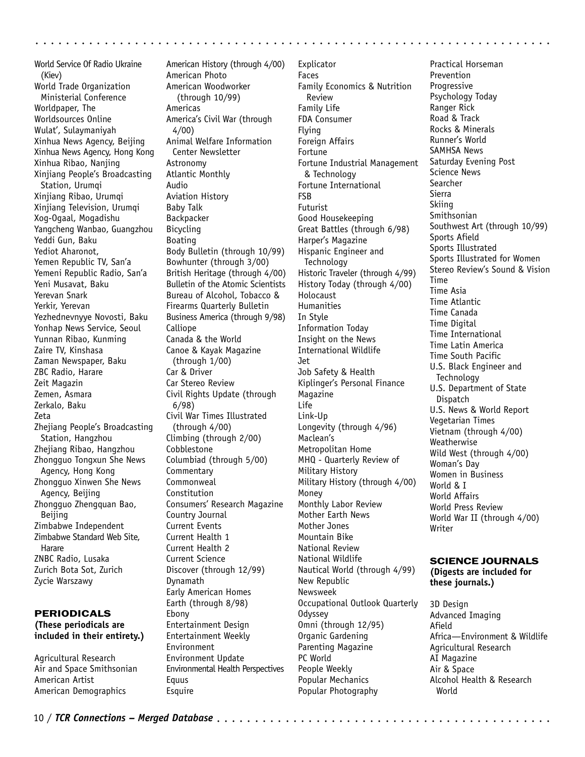World Service Of Radio Ukraine (Kiev)
World Trade Organization Ministerial Conference
Worldpaper, The
Worldsources Online
Wulat', Sulaymaniyah
Xinhua News Agency, Beijing
Xinhua News Agency, Hong Kong
Xinhua Ribao, Nanjing
Xinjiang People's Broadcasting Station, Urumqi
Xinjiang Ribao, Urumqi
Xinjiang Television, Urumqi
Xog-Ogaal, Mogadishu
Yangcheng Wanbao, Guangzhou
Yeddi Gun, Baku
Yediot Aharonot,
Yemen Republic TV, San'a
Yemeni Republic Radio, San'a
Yeni Musavat, Baku
Yerevan Snark
Yerkir, Yerevan
Yezhednevnyye Novosti, Baku
Yonhap News Service, Seoul
Yunnan Ribao, Kunming
Zaire TV, Kinshasa
Zaman Newspaper, Baku
ZBC Radio, Harare
Zeit Magazin
Zemen, Asmara
Zerkalo, Baku
Zeta
Zhejiang People's Broadcasting Station, Hangzhou
Zhejiang Ribao, Hangzhou
Zhongguo Tongxun She News Agency, Hong Kong
Zhongguo Xinwen She News Agency, Beijing
Zhongguo Zhengquan Bao, Beijing
Zimbabwe Independent
Zimbabwe Standard Web Site, Harare
ZNBC Radio, Lusaka
Zurich Bota Sot, Zurich
Zycie Warszawy

## PERIODICALS

**(These periodicals are included in their entirety.)**

Agricultural Research
Air and Space Smithsonian
American Artist
American Demographics
American History (through 4/00)
American Photo
American Woodworker (through 10/99)
Americas
America's Civil War (through 4/00)
Animal Welfare Information Center Newsletter
Astronomy
Atlantic Monthly
Audio
Aviation History
Baby Talk
Backpacker
Bicycling
Boating
Body Bulletin (through 10/99)
Bowhunter (through 3/00)
British Heritage (through 4/00)
Bulletin of the Atomic Scientists
Bureau of Alcohol, Tobacco & Firearms Quarterly Bulletin
Business America (through 9/98)
Calliope
Canada & the World
Canoe & Kayak Magazine (through 1/00)
Car & Driver
Car Stereo Review
Civil Rights Update (through 6/98)
Civil War Times Illustrated (through 4/00)
Climbing (through 2/00)
Cobblestone
Columbiad (through 5/00)
Commentary
Commonweal
Constitution
Consumers' Research Magazine
Country Journal
Current Events
Current Health 1
Current Health 2
Current Science
Discover (through 12/99)
Dynamath
Early American Homes
Earth (through 8/98)
Ebony
Entertainment Design
Entertainment Weekly
Environment
Environment Update
Environmental Health Perspectives
Equus
Esquire
Explicator
Faces
Family Economics & Nutrition Review
Family Life
FDA Consumer
Flying
Foreign Affairs
Fortune
Fortune Industrial Management & Technology
Fortune International
FSB
Futurist
Good Housekeeping
Great Battles (through 6/98)
Harper's Magazine
Hispanic Engineer and Technology
Historic Traveler (through 4/99)
History Today (through 4/00)
Holocaust
Humanities
In Style
Information Today
Insight on the News
International Wildlife
Jet
Job Safety & Health
Kiplinger's Personal Finance Magazine
Life
Link-Up
Longevity (through 4/96)
Maclean's
Metropolitan Home
MHQ - Quarterly Review of Military History
Military History (through 4/00)
Money
Monthly Labor Review
Mother Earth News
Mother Jones
Mountain Bike
National Review
National Wildlife
Nautical World (through 4/99)
New Republic
Newsweek
Occupational Outlook Quarterly
Odyssey
Omni (through 12/95)
Organic Gardening
Parenting Magazine
PC World
People Weekly
Popular Mechanics
Popular Photography
Practical Horseman
Prevention
Progressive
Psychology Today
Ranger Rick
Road & Track
Rocks & Minerals
Runner's World
SAMHSA News
Saturday Evening Post
Science News
Searcher
Sierra
Skiing
Smithsonian
Southwest Art (through 10/99)
Sports Afield
Sports Illustrated
Sports Illustrated for Women
Stereo Review's Sound & Vision
Time
Time Asia
Time Atlantic
Time Canada
Time Digital
Time International
Time Latin America
Time South Pacific
U.S. Black Engineer and Technology
U.S. Department of State Dispatch
U.S. News & World Report
Vegetarian Times
Vietnam (through 4/00)
Weatherwise
Wild West (through 4/00)
Woman's Day
Women in Business
World & I
World Affairs
World Press Review
World War II (through 4/00)
Writer

## SCIENCE JOURNALS

**(Digests are included for these journals.)**

3D Design
Advanced Imaging
Afield
Africa—Environment & Wildlife
Agricultural Research
AI Magazine
Air & Space
Alcohol Health & Research World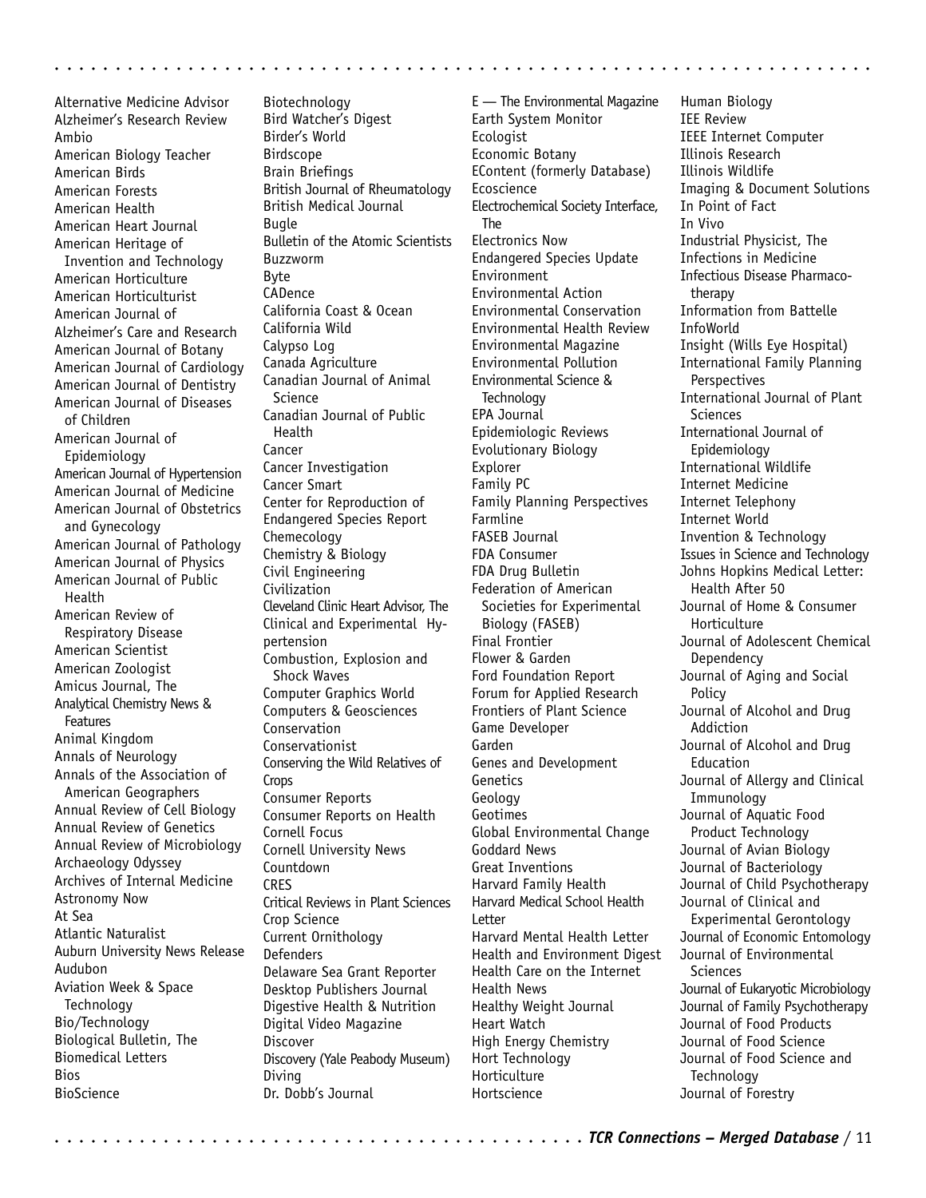Alternative Medicine Advisor
Alzheimer's Research Review
Ambio
American Biology Teacher
American Birds
American Forests
American Health
American Heart Journal
American Heritage of Invention and Technology
American Horticulture
American Horticulturist
American Journal of Alzheimer's Care and Research
American Journal of Botany
American Journal of Cardiology
American Journal of Dentistry
American Journal of Diseases of Children
American Journal of Epidemiology
American Journal of Hypertension
American Journal of Medicine
American Journal of Obstetrics and Gynecology
American Journal of Pathology
American Journal of Physics
American Journal of Public Health
American Review of Respiratory Disease
American Scientist
American Zoologist
Amicus Journal, The
Analytical Chemistry News & Features
Animal Kingdom
Annals of Neurology
Annals of the Association of American Geographers
Annual Review of Cell Biology
Annual Review of Genetics
Annual Review of Microbiology
Archaeology Odyssey
Archives of Internal Medicine
Astronomy Now
At Sea
Atlantic Naturalist
Auburn University News Release
Audubon
Aviation Week & Space Technology
Bio/Technology
Biological Bulletin, The
Biomedical Letters
Bios
BioScience
Biotechnology
Bird Watcher's Digest
Birder's World
Birdscope
Brain Briefings
British Journal of Rheumatology
British Medical Journal
Bugle
Bulletin of the Atomic Scientists
Buzzworm
Byte
CADence
California Coast & Ocean
California Wild
Calypso Log
Canada Agriculture
Canadian Journal of Animal Science
Canadian Journal of Public Health
Cancer
Cancer Investigation
Cancer Smart
Center for Reproduction of Endangered Species Report
Chemecology
Chemistry & Biology
Civil Engineering
Civilization
Cleveland Clinic Heart Advisor, The
Clinical and Experimental Hypertension
Combustion, Explosion and Shock Waves
Computer Graphics World
Computers & Geosciences
Conservation
Conservationist
Conserving the Wild Relatives of Crops
Consumer Reports
Consumer Reports on Health
Cornell Focus
Cornell University News
Countdown
CRES
Critical Reviews in Plant Sciences
Crop Science
Current Ornithology
Defenders
Delaware Sea Grant Reporter
Desktop Publishers Journal
Digestive Health & Nutrition
Digital Video Magazine
Discover
Discovery (Yale Peabody Museum)
Diving
Dr. Dobb's Journal
E — The Environmental Magazine
Earth System Monitor
Ecologist
Economic Botany
EContent (formerly Database)
Ecoscience
Electrochemical Society Interface, The
Electronics Now
Endangered Species Update
Environment
Environmental Action
Environmental Conservation
Environmental Health Review
Environmental Magazine
Environmental Pollution
Environmental Science & Technology
EPA Journal
Epidemiologic Reviews
Evolutionary Biology
Explorer
Family PC
Family Planning Perspectives
Farmline
FASEB Journal
FDA Consumer
FDA Drug Bulletin
Federation of American Societies for Experimental Biology (FASEB)
Final Frontier
Flower & Garden
Ford Foundation Report
Forum for Applied Research
Frontiers of Plant Science
Game Developer
Garden
Genes and Development
Genetics
Geology
Geotimes
Global Environmental Change
Goddard News
Great Inventions
Harvard Family Health
Harvard Medical School Health Letter
Harvard Mental Health Letter
Health and Environment Digest
Health Care on the Internet
Health News
Healthy Weight Journal
Heart Watch
High Energy Chemistry
Hort Technology
Horticulture
Hortscience
Human Biology
IEE Review
IEEE Internet Computer
Illinois Research
Illinois Wildlife
Imaging & Document Solutions
In Point of Fact
In Vivo
Industrial Physicist, The
Infections in Medicine
Infectious Disease Pharmacotherapy
Information from Battelle
InfoWorld
Insight (Wills Eye Hospital)
International Family Planning Perspectives
International Journal of Plant Sciences
International Journal of Epidemiology
International Wildlife
Internet Medicine
Internet Telephony
Internet World
Invention & Technology
Issues in Science and Technology
Johns Hopkins Medical Letter: Health After 50
Journal of Home & Consumer Horticulture
Journal of Adolescent Chemical Dependency
Journal of Aging and Social Policy
Journal of Alcohol and Drug Addiction
Journal of Alcohol and Drug Education
Journal of Allergy and Clinical Immunology
Journal of Aquatic Food Product Technology
Journal of Avian Biology
Journal of Bacteriology
Journal of Child Psychotherapy
Journal of Clinical and Experimental Gerontology
Journal of Economic Entomology
Journal of Environmental Sciences
Journal of Eukaryotic Microbiology
Journal of Family Psychotherapy
Journal of Food Products
Journal of Food Science
Journal of Food Science and Technology
Journal of Forestry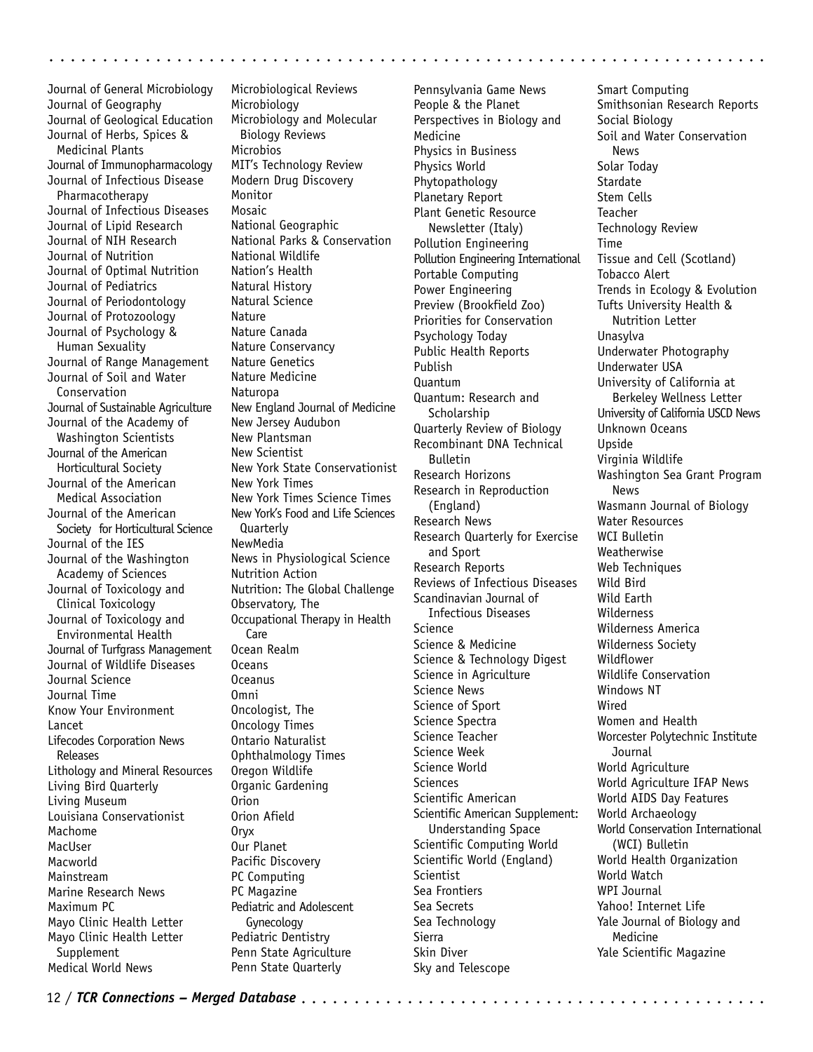Journal of General Microbiology
Journal of Geography
Journal of Geological Education
Journal of Herbs, Spices & Medicinal Plants
Journal of Immunopharmacology
Journal of Infectious Disease Pharmacotherapy
Journal of Infectious Diseases
Journal of Lipid Research
Journal of NIH Research
Journal of Nutrition
Journal of Optimal Nutrition
Journal of Pediatrics
Journal of Periodontology
Journal of Protozoology
Journal of Psychology & Human Sexuality
Journal of Range Management
Journal of Soil and Water Conservation
Journal of Sustainable Agriculture
Journal of the Academy of Washington Scientists
Journal of the American Horticultural Society
Journal of the American Medical Association
Journal of the American Society for Horticultural Science
Journal of the IES
Journal of the Washington Academy of Sciences
Journal of Toxicology and Clinical Toxicology
Journal of Toxicology and Environmental Health
Journal of Turfgrass Management
Journal of Wildlife Diseases
Journal Science
Journal Time
Know Your Environment
Lancet
Lifecodes Corporation News Releases
Lithology and Mineral Resources
Living Bird Quarterly
Living Museum
Louisiana Conservationist
Machome
MacUser
Macworld
Mainstream
Marine Research News
Maximum PC
Mayo Clinic Health Letter
Mayo Clinic Health Letter Supplement
Medical World News
Microbiological Reviews
Microbiology
Microbiology and Molecular Biology Reviews
Microbios
MIT's Technology Review
Modern Drug Discovery
Monitor
Mosaic
National Geographic
National Parks & Conservation
National Wildlife
Nation's Health
Natural History
Natural Science
Nature
Nature Canada
Nature Conservancy
Nature Genetics
Nature Medicine
Naturopa
New England Journal of Medicine
New Jersey Audubon
New Plantsman
New Scientist
New York State Conservationist
New York Times
New York Times Science Times
New York's Food and Life Sciences Quarterly
NewMedia
News in Physiological Science
Nutrition Action
Nutrition: The Global Challenge
Observatory, The
Occupational Therapy in Health Care
Ocean Realm
Oceans
Oceanus
Omni
Oncologist, The
Oncology Times
Ontario Naturalist
Ophthalmology Times
Oregon Wildlife
Organic Gardening
Orion
Orion Afield
Oryx
Our Planet
Pacific Discovery
PC Computing
PC Magazine
Pediatric and Adolescent Gynecology
Pediatric Dentistry
Penn State Agriculture
Penn State Quarterly
Pennsylvania Game News
People & the Planet
Perspectives in Biology and Medicine
Physics in Business
Physics World
Phytopathology
Planetary Report
Plant Genetic Resource Newsletter (Italy)
Pollution Engineering
Pollution Engineering International
Portable Computing
Power Engineering
Preview (Brookfield Zoo)
Priorities for Conservation
Psychology Today
Public Health Reports
Publish
Quantum
Quantum: Research and Scholarship
Quarterly Review of Biology
Recombinant DNA Technical Bulletin
Research Horizons
Research in Reproduction (England)
Research News
Research Quarterly for Exercise and Sport
Research Reports
Reviews of Infectious Diseases
Scandinavian Journal of Infectious Diseases
Science
Science & Medicine
Science & Technology Digest
Science in Agriculture
Science News
Science of Sport
Science Spectra
Science Teacher
Science Week
Science World
Sciences
Scientific American
Scientific American Supplement: Understanding Space
Scientific Computing World
Scientific World (England)
Scientist
Sea Frontiers
Sea Secrets
Sea Technology
Sierra
Skin Diver
Sky and Telescope
Smart Computing
Smithsonian Research Reports
Social Biology
Soil and Water Conservation News
Solar Today
Stardate
Stem Cells
Teacher
Technology Review
Time
Tissue and Cell (Scotland)
Tobacco Alert
Trends in Ecology & Evolution
Tufts University Health & Nutrition Letter
Unasylva
Underwater Photography
Underwater USA
University of California at Berkeley Wellness Letter
University of California USCD News
Unknown Oceans
Upside
Virginia Wildlife
Washington Sea Grant Program News
Wasmann Journal of Biology
Water Resources
WCI Bulletin
Weatherwise
Web Techniques
Wild Bird
Wild Earth
Wilderness
Wilderness America
Wilderness Society
Wildflower
Wildlife Conservation
Windows NT
Wired
Women and Health
Worcester Polytechnic Institute Journal
World Agriculture
World Agriculture IFAP News
World AIDS Day Features
World Archaeology
World Conservation International (WCI) Bulletin
World Health Organization
World Watch
WPI Journal
Yahoo! Internet Life
Yale Journal of Biology and Medicine
Yale Scientific Magazine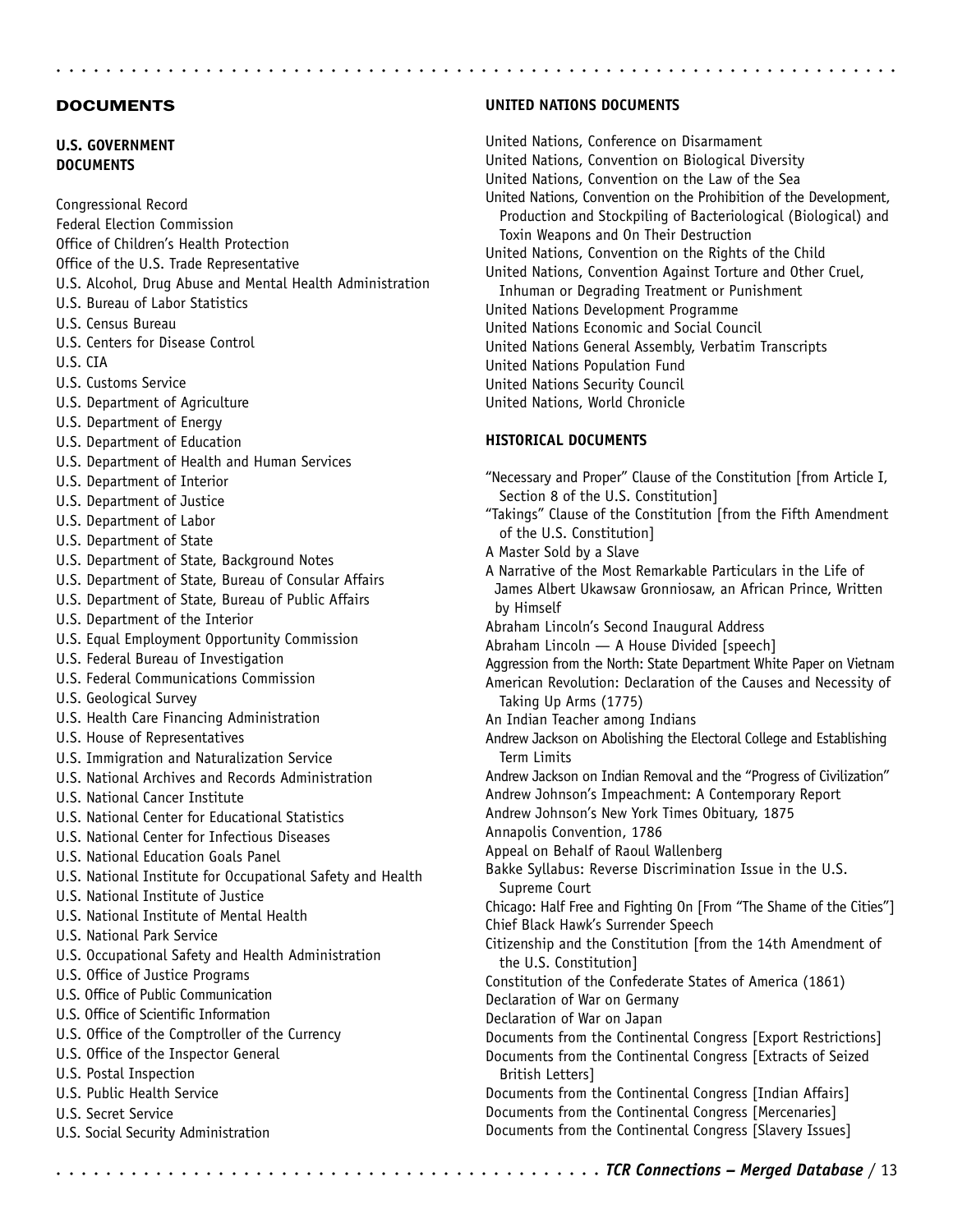## DOCUMENTS

### U.S. GOVERNMENT DOCUMENTS

Congressional Record
Federal Election Commission
Office of Children's Health Protection
Office of the U.S. Trade Representative
U.S. Alcohol, Drug Abuse and Mental Health Administration
U.S. Bureau of Labor Statistics
U.S. Census Bureau
U.S. Centers for Disease Control
U.S. CIA
U.S. Customs Service
U.S. Department of Agriculture
U.S. Department of Energy
U.S. Department of Education
U.S. Department of Health and Human Services
U.S. Department of Interior
U.S. Department of Justice
U.S. Department of Labor
U.S. Department of State
U.S. Department of State, Background Notes
U.S. Department of State, Bureau of Consular Affairs
U.S. Department of State, Bureau of Public Affairs
U.S. Department of the Interior
U.S. Equal Employment Opportunity Commission
U.S. Federal Bureau of Investigation
U.S. Federal Communications Commission
U.S. Geological Survey
U.S. Health Care Financing Administration
U.S. House of Representatives
U.S. Immigration and Naturalization Service
U.S. National Archives and Records Administration
U.S. National Cancer Institute
U.S. National Center for Educational Statistics
U.S. National Center for Infectious Diseases
U.S. National Education Goals Panel
U.S. National Institute for Occupational Safety and Health
U.S. National Institute of Justice
U.S. National Institute of Mental Health
U.S. National Park Service
U.S. Occupational Safety and Health Administration
U.S. Office of Justice Programs
U.S. Office of Public Communication
U.S. Office of Scientific Information
U.S. Office of the Comptroller of the Currency
U.S. Office of the Inspector General
U.S. Postal Inspection
U.S. Public Health Service
U.S. Secret Service
U.S. Social Security Administration

### UNITED NATIONS DOCUMENTS

United Nations, Conference on Disarmament
United Nations, Convention on Biological Diversity
United Nations, Convention on the Law of the Sea
United Nations, Convention on the Prohibition of the Development, Production and Stockpiling of Bacteriological (Biological) and Toxin Weapons and On Their Destruction
United Nations, Convention on the Rights of the Child
United Nations, Convention Against Torture and Other Cruel, Inhuman or Degrading Treatment or Punishment
United Nations Development Programme
United Nations Economic and Social Council
United Nations General Assembly, Verbatim Transcripts
United Nations Population Fund
United Nations Security Council
United Nations, World Chronicle

### HISTORICAL DOCUMENTS

"Necessary and Proper" Clause of the Constitution [from Article I, Section 8 of the U.S. Constitution]
"Takings" Clause of the Constitution [from the Fifth Amendment of the U.S. Constitution]
A Master Sold by a Slave
A Narrative of the Most Remarkable Particulars in the Life of James Albert Ukawsaw Gronniosaw, an African Prince, Written by Himself
Abraham Lincoln's Second Inaugural Address
Abraham Lincoln — A House Divided [speech]
Aggression from the North: State Department White Paper on Vietnam
American Revolution: Declaration of the Causes and Necessity of Taking Up Arms (1775)
An Indian Teacher among Indians
Andrew Jackson on Abolishing the Electoral College and Establishing Term Limits
Andrew Jackson on Indian Removal and the "Progress of Civilization"
Andrew Johnson's Impeachment: A Contemporary Report
Andrew Johnson's New York Times Obituary, 1875
Annapolis Convention, 1786
Appeal on Behalf of Raoul Wallenberg
Bakke Syllabus: Reverse Discrimination Issue in the U.S. Supreme Court
Chicago: Half Free and Fighting On [From "The Shame of the Cities"]
Chief Black Hawk's Surrender Speech
Citizenship and the Constitution [from the 14th Amendment of the U.S. Constitution]
Constitution of the Confederate States of America (1861)
Declaration of War on Germany
Declaration of War on Japan
Documents from the Continental Congress [Export Restrictions]
Documents from the Continental Congress [Extracts of Seized British Letters]
Documents from the Continental Congress [Indian Affairs]
Documents from the Continental Congress [Mercenaries]
Documents from the Continental Congress [Slavery Issues]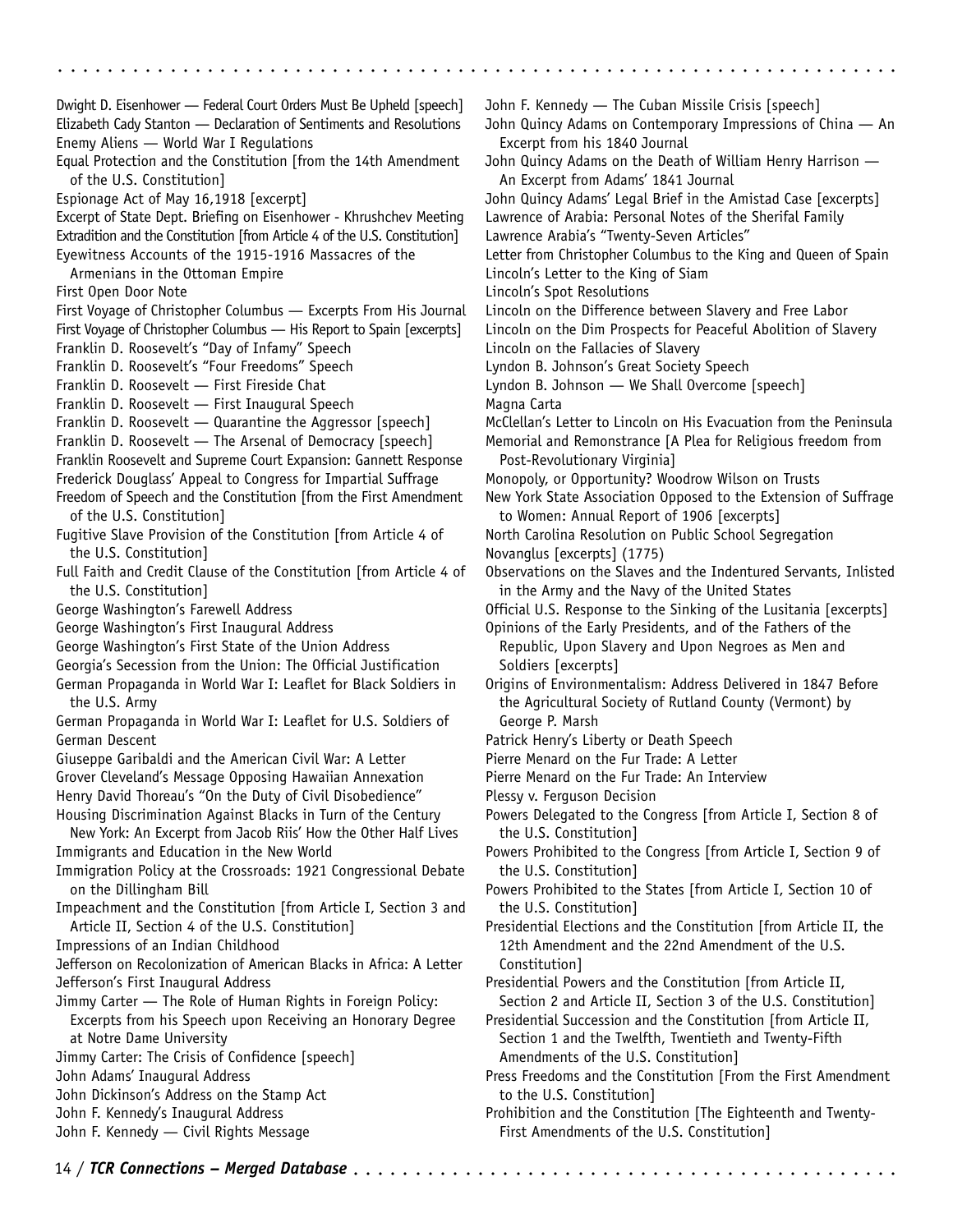Dwight D. Eisenhower — Federal Court Orders Must Be Upheld [speech]
Elizabeth Cady Stanton — Declaration of Sentiments and Resolutions
Enemy Aliens — World War I Regulations
Equal Protection and the Constitution [from the 14th Amendment of the U.S. Constitution]
Espionage Act of May 16,1918 [excerpt]
Excerpt of State Dept. Briefing on Eisenhower - Khrushchev Meeting
Extradition and the Constitution [from Article 4 of the U.S. Constitution]
Eyewitness Accounts of the 1915-1916 Massacres of the Armenians in the Ottoman Empire
First Open Door Note
First Voyage of Christopher Columbus — Excerpts From His Journal
First Voyage of Christopher Columbus — His Report to Spain [excerpts]
Franklin D. Roosevelt's "Day of Infamy" Speech
Franklin D. Roosevelt's "Four Freedoms" Speech
Franklin D. Roosevelt — First Fireside Chat
Franklin D. Roosevelt — First Inaugural Speech
Franklin D. Roosevelt — Quarantine the Aggressor [speech]
Franklin D. Roosevelt — The Arsenal of Democracy [speech]
Franklin Roosevelt and Supreme Court Expansion: Gannett Response
Frederick Douglass' Appeal to Congress for Impartial Suffrage
Freedom of Speech and the Constitution [from the First Amendment of the U.S. Constitution]
Fugitive Slave Provision of the Constitution [from Article 4 of the U.S. Constitution]
Full Faith and Credit Clause of the Constitution [from Article 4 of the U.S. Constitution]
George Washington's Farewell Address
George Washington's First Inaugural Address
George Washington's First State of the Union Address
Georgia's Secession from the Union: The Official Justification
German Propaganda in World War I: Leaflet for Black Soldiers in the U.S. Army
German Propaganda in World War I: Leaflet for U.S. Soldiers of German Descent
Giuseppe Garibaldi and the American Civil War: A Letter
Grover Cleveland's Message Opposing Hawaiian Annexation
Henry David Thoreau's "On the Duty of Civil Disobedience"
Housing Discrimination Against Blacks in Turn of the Century New York: An Excerpt from Jacob Riis' How the Other Half Lives
Immigrants and Education in the New World
Immigration Policy at the Crossroads: 1921 Congressional Debate on the Dillingham Bill
Impeachment and the Constitution [from Article I, Section 3 and Article II, Section 4 of the U.S. Constitution]
Impressions of an Indian Childhood
Jefferson on Recolonization of American Blacks in Africa: A Letter
Jefferson's First Inaugural Address
Jimmy Carter — The Role of Human Rights in Foreign Policy: Excerpts from his Speech upon Receiving an Honorary Degree at Notre Dame University
Jimmy Carter: The Crisis of Confidence [speech]
John Adams' Inaugural Address
John Dickinson's Address on the Stamp Act
John F. Kennedy's Inaugural Address
John F. Kennedy — Civil Rights Message
John F. Kennedy — The Cuban Missile Crisis [speech]
John Quincy Adams on Contemporary Impressions of China — An Excerpt from his 1840 Journal
John Quincy Adams on the Death of William Henry Harrison — An Excerpt from Adams' 1841 Journal
John Quincy Adams' Legal Brief in the Amistad Case [excerpts]
Lawrence of Arabia: Personal Notes of the Sherifal Family
Lawrence Arabia's "Twenty-Seven Articles"
Letter from Christopher Columbus to the King and Queen of Spain
Lincoln's Letter to the King of Siam
Lincoln's Spot Resolutions
Lincoln on the Difference between Slavery and Free Labor
Lincoln on the Dim Prospects for Peaceful Abolition of Slavery
Lincoln on the Fallacies of Slavery
Lyndon B. Johnson's Great Society Speech
Lyndon B. Johnson — We Shall Overcome [speech]
Magna Carta
McClellan's Letter to Lincoln on His Evacuation from the Peninsula
Memorial and Remonstrance [A Plea for Religious freedom from Post-Revolutionary Virginia]
Monopoly, or Opportunity? Woodrow Wilson on Trusts
New York State Association Opposed to the Extension of Suffrage to Women: Annual Report of 1906 [excerpts]
North Carolina Resolution on Public School Segregation
Novanglus [excerpts] (1775)
Observations on the Slaves and the Indentured Servants, Inlisted in the Army and the Navy of the United States
Official U.S. Response to the Sinking of the Lusitania [excerpts]
Opinions of the Early Presidents, and of the Fathers of the Republic, Upon Slavery and Upon Negroes as Men and Soldiers [excerpts]
Origins of Environmentalism: Address Delivered in 1847 Before the Agricultural Society of Rutland County (Vermont) by George P. Marsh
Patrick Henry's Liberty or Death Speech
Pierre Menard on the Fur Trade: A Letter
Pierre Menard on the Fur Trade: An Interview
Plessy v. Ferguson Decision
Powers Delegated to the Congress [from Article I, Section 8 of the U.S. Constitution]
Powers Prohibited to the Congress [from Article I, Section 9 of the U.S. Constitution]
Powers Prohibited to the States [from Article I, Section 10 of the U.S. Constitution]
Presidential Elections and the Constitution [from Article II, the 12th Amendment and the 22nd Amendment of the U.S. Constitution]
Presidential Powers and the Constitution [from Article II, Section 2 and Article II, Section 3 of the U.S. Constitution]
Presidential Succession and the Constitution [from Article II, Section 1 and the Twelfth, Twentieth and Twenty-Fifth Amendments of the U.S. Constitution]
Press Freedoms and the Constitution [From the First Amendment to the U.S. Constitution]
Prohibition and the Constitution [The Eighteenth and Twenty-First Amendments of the U.S. Constitution]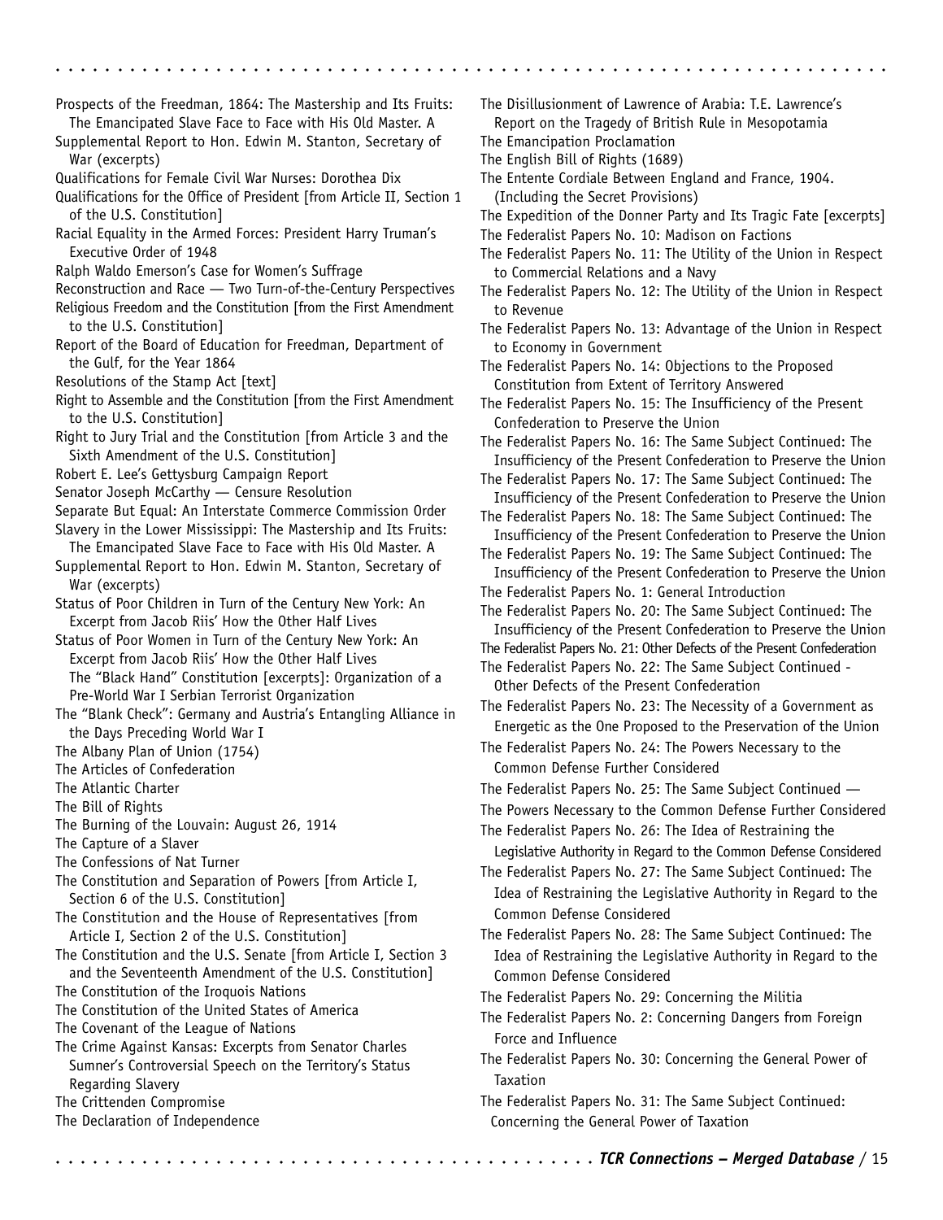Prospects of the Freedman, 1864: The Mastership and Its Fruits: The Emancipated Slave Face to Face with His Old Master. A Supplemental Report to Hon. Edwin M. Stanton, Secretary of War (excerpts)

Qualifications for Female Civil War Nurses: Dorothea Dix

Qualifications for the Office of President [from Article II, Section 1 of the U.S. Constitution]

Racial Equality in the Armed Forces: President Harry Truman's Executive Order of 1948

Ralph Waldo Emerson's Case for Women's Suffrage

Reconstruction and Race — Two Turn-of-the-Century Perspectives

Religious Freedom and the Constitution [from the First Amendment to the U.S. Constitution]

Report of the Board of Education for Freedman, Department of the Gulf, for the Year 1864

Resolutions of the Stamp Act [text]

Right to Assemble and the Constitution [from the First Amendment to the U.S. Constitution]

Right to Jury Trial and the Constitution [from Article 3 and the Sixth Amendment of the U.S. Constitution]

Robert E. Lee's Gettysburg Campaign Report

Senator Joseph McCarthy — Censure Resolution

Separate But Equal: An Interstate Commerce Commission Order

Slavery in the Lower Mississippi: The Mastership and Its Fruits: The Emancipated Slave Face to Face with His Old Master. A Supplemental Report to Hon. Edwin M. Stanton, Secretary of War (excerpts)

Status of Poor Children in Turn of the Century New York: An Excerpt from Jacob Riis' How the Other Half Lives

Status of Poor Women in Turn of the Century New York: An Excerpt from Jacob Riis' How the Other Half Lives

The "Black Hand" Constitution [excerpts]: Organization of a Pre-World War I Serbian Terrorist Organization

The "Blank Check": Germany and Austria's Entangling Alliance in the Days Preceding World War I

The Albany Plan of Union (1754)

The Articles of Confederation

The Atlantic Charter

The Bill of Rights

The Burning of the Louvain: August 26, 1914

The Capture of a Slaver

The Confessions of Nat Turner

The Constitution and Separation of Powers [from Article I, Section 6 of the U.S. Constitution]

The Constitution and the House of Representatives [from Article I, Section 2 of the U.S. Constitution]

The Constitution and the U.S. Senate [from Article I, Section 3 and the Seventeenth Amendment of the U.S. Constitution]

The Constitution of the Iroquois Nations

The Constitution of the United States of America

The Covenant of the League of Nations

The Crime Against Kansas: Excerpts from Senator Charles Sumner's Controversial Speech on the Territory's Status Regarding Slavery

The Crittenden Compromise

The Declaration of Independence

The Disillusionment of Lawrence of Arabia: T.E. Lawrence's Report on the Tragedy of British Rule in Mesopotamia

The Emancipation Proclamation

The English Bill of Rights (1689)

The Entente Cordiale Between England and France, 1904. (Including the Secret Provisions)

The Expedition of the Donner Party and Its Tragic Fate [excerpts]

The Federalist Papers No. 10: Madison on Factions

The Federalist Papers No. 11: The Utility of the Union in Respect to Commercial Relations and a Navy

The Federalist Papers No. 12: The Utility of the Union in Respect to Revenue

The Federalist Papers No. 13: Advantage of the Union in Respect to Economy in Government

The Federalist Papers No. 14: Objections to the Proposed Constitution from Extent of Territory Answered

The Federalist Papers No. 15: The Insufficiency of the Present Confederation to Preserve the Union

The Federalist Papers No. 16: The Same Subject Continued: The Insufficiency of the Present Confederation to Preserve the Union

The Federalist Papers No. 17: The Same Subject Continued: The Insufficiency of the Present Confederation to Preserve the Union

The Federalist Papers No. 18: The Same Subject Continued: The Insufficiency of the Present Confederation to Preserve the Union

The Federalist Papers No. 19: The Same Subject Continued: The Insufficiency of the Present Confederation to Preserve the Union

The Federalist Papers No. 1: General Introduction

The Federalist Papers No. 20: The Same Subject Continued: The Insufficiency of the Present Confederation to Preserve the Union

The Federalist Papers No. 21: Other Defects of the Present Confederation

The Federalist Papers No. 22: The Same Subject Continued - Other Defects of the Present Confederation

The Federalist Papers No. 23: The Necessity of a Government as Energetic as the One Proposed to the Preservation of the Union

The Federalist Papers No. 24: The Powers Necessary to the Common Defense Further Considered

The Federalist Papers No. 25: The Same Subject Continued — The Powers Necessary to the Common Defense Further Considered

The Federalist Papers No. 26: The Idea of Restraining the Legislative Authority in Regard to the Common Defense Considered

The Federalist Papers No. 27: The Same Subject Continued: The Idea of Restraining the Legislative Authority in Regard to the Common Defense Considered

The Federalist Papers No. 28: The Same Subject Continued: The Idea of Restraining the Legislative Authority in Regard to the Common Defense Considered

The Federalist Papers No. 29: Concerning the Militia

The Federalist Papers No. 2: Concerning Dangers from Foreign Force and Influence

The Federalist Papers No. 30: Concerning the General Power of Taxation

The Federalist Papers No. 31: The Same Subject Continued: Concerning the General Power of Taxation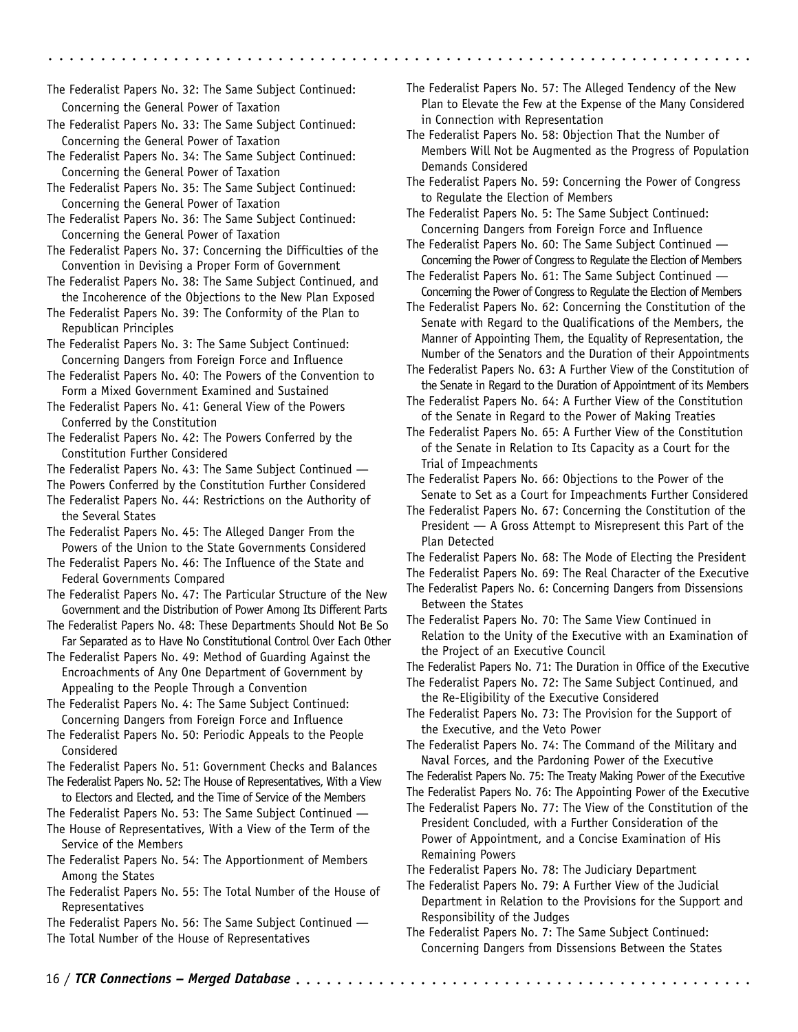The Federalist Papers No. 32: The Same Subject Continued: Concerning the General Power of Taxation

The Federalist Papers No. 33: The Same Subject Continued: Concerning the General Power of Taxation

The Federalist Papers No. 34: The Same Subject Continued: Concerning the General Power of Taxation

The Federalist Papers No. 35: The Same Subject Continued: Concerning the General Power of Taxation

The Federalist Papers No. 36: The Same Subject Continued: Concerning the General Power of Taxation

The Federalist Papers No. 37: Concerning the Difficulties of the Convention in Devising a Proper Form of Government

The Federalist Papers No. 38: The Same Subject Continued, and the Incoherence of the Objections to the New Plan Exposed

The Federalist Papers No. 39: The Conformity of the Plan to Republican Principles

The Federalist Papers No. 3: The Same Subject Continued: Concerning Dangers from Foreign Force and Influence

The Federalist Papers No. 40: The Powers of the Convention to Form a Mixed Government Examined and Sustained

The Federalist Papers No. 41: General View of the Powers Conferred by the Constitution

The Federalist Papers No. 42: The Powers Conferred by the Constitution Further Considered

The Federalist Papers No. 43: The Same Subject Continued — The Powers Conferred by the Constitution Further Considered

The Federalist Papers No. 44: Restrictions on the Authority of the Several States

The Federalist Papers No. 45: The Alleged Danger From the Powers of the Union to the State Governments Considered

The Federalist Papers No. 46: The Influence of the State and Federal Governments Compared

The Federalist Papers No. 47: The Particular Structure of the New Government and the Distribution of Power Among Its Different Parts

The Federalist Papers No. 48: These Departments Should Not Be So Far Separated as to Have No Constitutional Control Over Each Other

The Federalist Papers No. 49: Method of Guarding Against the Encroachments of Any One Department of Government by Appealing to the People Through a Convention

The Federalist Papers No. 4: The Same Subject Continued: Concerning Dangers from Foreign Force and Influence

The Federalist Papers No. 50: Periodic Appeals to the People Considered

The Federalist Papers No. 51: Government Checks and Balances

The Federalist Papers No. 52: The House of Representatives, With a View to Electors and Elected, and the Time of Service of the Members

The Federalist Papers No. 53: The Same Subject Continued — The House of Representatives, With a View of the Term of the Service of the Members

The Federalist Papers No. 54: The Apportionment of Members Among the States

The Federalist Papers No. 55: The Total Number of the House of Representatives

The Federalist Papers No. 56: The Same Subject Continued — The Total Number of the House of Representatives

The Federalist Papers No. 57: The Alleged Tendency of the New Plan to Elevate the Few at the Expense of the Many Considered in Connection with Representation

The Federalist Papers No. 58: Objection That the Number of Members Will Not be Augmented as the Progress of Population Demands Considered

The Federalist Papers No. 59: Concerning the Power of Congress to Regulate the Election of Members

The Federalist Papers No. 5: The Same Subject Continued: Concerning Dangers from Foreign Force and Influence

The Federalist Papers No. 60: The Same Subject Continued — Concerning the Power of Congress to Regulate the Election of Members

The Federalist Papers No. 61: The Same Subject Continued — Concerning the Power of Congress to Regulate the Election of Members

The Federalist Papers No. 62: Concerning the Constitution of the Senate with Regard to the Qualifications of the Members, the Manner of Appointing Them, the Equality of Representation, the Number of the Senators and the Duration of their Appointments

The Federalist Papers No. 63: A Further View of the Constitution of the Senate in Regard to the Duration of Appointment of its Members

The Federalist Papers No. 64: A Further View of the Constitution of the Senate in Regard to the Power of Making Treaties

The Federalist Papers No. 65: A Further View of the Constitution of the Senate in Relation to Its Capacity as a Court for the Trial of Impeachments

The Federalist Papers No. 66: Objections to the Power of the Senate to Set as a Court for Impeachments Further Considered

The Federalist Papers No. 67: Concerning the Constitution of the President — A Gross Attempt to Misrepresent this Part of the Plan Detected

The Federalist Papers No. 68: The Mode of Electing the President

The Federalist Papers No. 69: The Real Character of the Executive

The Federalist Papers No. 6: Concerning Dangers from Dissensions Between the States

The Federalist Papers No. 70: The Same View Continued in Relation to the Unity of the Executive with an Examination of the Project of an Executive Council

The Federalist Papers No. 71: The Duration in Office of the Executive

The Federalist Papers No. 72: The Same Subject Continued, and the Re-Eligibility of the Executive Considered

The Federalist Papers No. 73: The Provision for the Support of the Executive, and the Veto Power

The Federalist Papers No. 74: The Command of the Military and Naval Forces, and the Pardoning Power of the Executive

The Federalist Papers No. 75: The Treaty Making Power of the Executive

The Federalist Papers No. 76: The Appointing Power of the Executive

The Federalist Papers No. 77: The View of the Constitution of the President Concluded, with a Further Consideration of the Power of Appointment, and a Concise Examination of His Remaining Powers

The Federalist Papers No. 78: The Judiciary Department

The Federalist Papers No. 79: A Further View of the Judicial Department in Relation to the Provisions for the Support and Responsibility of the Judges

The Federalist Papers No. 7: The Same Subject Continued: Concerning Dangers from Dissensions Between the States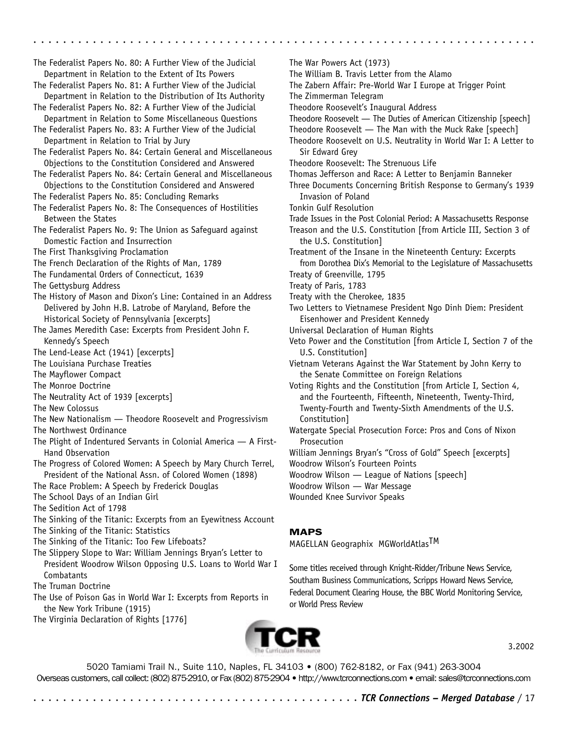The Federalist Papers No. 80: A Further View of the Judicial Department in Relation to the Extent of Its Powers
The Federalist Papers No. 81: A Further View of the Judicial Department in Relation to the Distribution of Its Authority
The Federalist Papers No. 82: A Further View of the Judicial Department in Relation to Some Miscellaneous Questions
The Federalist Papers No. 83: A Further View of the Judicial Department in Relation to Trial by Jury
The Federalist Papers No. 84: Certain General and Miscellaneous Objections to the Constitution Considered and Answered
The Federalist Papers No. 84: Certain General and Miscellaneous Objections to the Constitution Considered and Answered
The Federalist Papers No. 85: Concluding Remarks
The Federalist Papers No. 8: The Consequences of Hostilities Between the States
The Federalist Papers No. 9: The Union as Safeguard against Domestic Faction and Insurrection
The First Thanksgiving Proclamation
The French Declaration of the Rights of Man, 1789
The Fundamental Orders of Connecticut, 1639
The Gettysburg Address
The History of Mason and Dixon's Line: Contained in an Address Delivered by John H.B. Latrobe of Maryland, Before the Historical Society of Pennsylvania [excerpts]
The James Meredith Case: Excerpts from President John F. Kennedy's Speech
The Lend-Lease Act (1941) [excerpts]
The Louisiana Purchase Treaties
The Mayflower Compact
The Monroe Doctrine
The Neutrality Act of 1939 [excerpts]
The New Colossus
The New Nationalism — Theodore Roosevelt and Progressivism
The Northwest Ordinance
The Plight of Indentured Servants in Colonial America — A First-Hand Observation
The Progress of Colored Women: A Speech by Mary Church Terrel, President of the National Assn. of Colored Women (1898)
The Race Problem: A Speech by Frederick Douglas
The School Days of an Indian Girl
The Sedition Act of 1798
The Sinking of the Titanic: Excerpts from an Eyewitness Account
The Sinking of the Titanic: Statistics
The Sinking of the Titanic: Too Few Lifeboats?
The Slippery Slope to War: William Jennings Bryan's Letter to President Woodrow Wilson Opposing U.S. Loans to World War I Combatants
The Truman Doctrine
The Use of Poison Gas in World War I: Excerpts from Reports in the New York Tribune (1915)
The Virginia Declaration of Rights [1776]
The War Powers Act (1973)
The William B. Travis Letter from the Alamo
The Zabern Affair: Pre-World War I Europe at Trigger Point
The Zimmerman Telegram
Theodore Roosevelt's Inaugural Address
Theodore Roosevelt — The Duties of American Citizenship [speech]
Theodore Roosevelt — The Man with the Muck Rake [speech]
Theodore Roosevelt on U.S. Neutrality in World War I: A Letter to Sir Edward Grey
Theodore Roosevelt: The Strenuous Life
Thomas Jefferson and Race: A Letter to Benjamin Banneker
Three Documents Concerning British Response to Germany's 1939 Invasion of Poland
Tonkin Gulf Resolution
Trade Issues in the Post Colonial Period: A Massachusetts Response
Treason and the U.S. Constitution [from Article III, Section 3 of the U.S. Constitution]
Treatment of the Insane in the Nineteenth Century: Excerpts from Dorothea Dix's Memorial to the Legislature of Massachusetts
Treaty of Greenville, 1795
Treaty of Paris, 1783
Treaty with the Cherokee, 1835
Two Letters to Vietnamese President Ngo Dinh Diem: President Eisenhower and President Kennedy
Universal Declaration of Human Rights
Veto Power and the Constitution [from Article I, Section 7 of the U.S. Constitution]
Vietnam Veterans Against the War Statement by John Kerry to the Senate Committee on Foreign Relations
Voting Rights and the Constitution [from Article I, Section 4, and the Fourteenth, Fifteenth, Nineteenth, Twenty-Third, Twenty-Fourth and Twenty-Sixth Amendments of the U.S. Constitution]
Watergate Special Prosecution Force: Pros and Cons of Nixon Prosecution
William Jennings Bryan's "Cross of Gold" Speech [excerpts]
Woodrow Wilson's Fourteen Points
Woodrow Wilson — League of Nations [speech]
Woodrow Wilson — War Message
Wounded Knee Survivor Speaks

## MAPS

MAGELLAN Geographix MGWorldAtlas™

Some titles received through Knight-Ridder/Tribune News Service, Southam Business Communications, Scripps Howard News Service, Federal Document Clearing House, the BBC World Monitoring Service, or World Press Review

TCR The Curriculum Resource

3.2002

5020 Tamiami Trail N., Suite 110, Naples, FL 34103 • (800) 762-8182, or Fax (941) 263-3004
Overseas customers, call collect: (802) 875-2910, or Fax (802) 875-2904 • http://www.tcrconnections.com • email: sales@tcrconnections.com